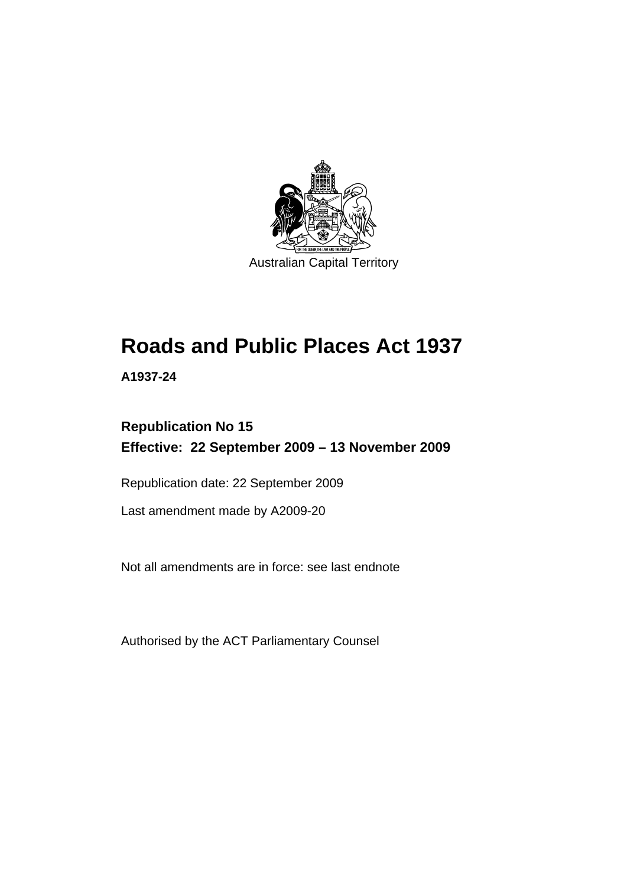Australian Capital Territory

# Roads and Public Places Act 1937

**A1937-24**

**Republication No 15**
**Effective: 22 September 2009 – 13 November 2009**

Republication date: 22 September 2009

Last amendment made by A2009-20

Not all amendments are in force: see last endnote

Authorised by the ACT Parliamentary Counsel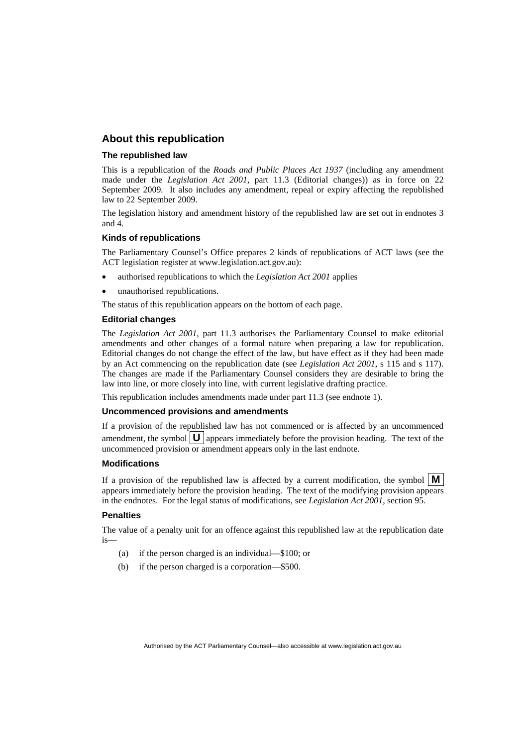## About this republication

### The republished law

This is a republication of the *Roads and Public Places Act 1937* (including any amendment made under the *Legislation Act 2001*, part 11.3 (Editorial changes)) as in force on 22 September 2009*.* It also includes any amendment, repeal or expiry affecting the republished law to 22 September 2009.

The legislation history and amendment history of the republished law are set out in endnotes 3 and 4.

### Kinds of republications

The Parliamentary Counsel's Office prepares 2 kinds of republications of ACT laws (see the ACT legislation register at www.legislation.act.gov.au):

- authorised republications to which the *Legislation Act 2001* applies
- unauthorised republications.

The status of this republication appears on the bottom of each page.

### Editorial changes

The *Legislation Act 2001*, part 11.3 authorises the Parliamentary Counsel to make editorial amendments and other changes of a formal nature when preparing a law for republication. Editorial changes do not change the effect of the law, but have effect as if they had been made by an Act commencing on the republication date (see *Legislation Act 2001*, s 115 and s 117). The changes are made if the Parliamentary Counsel considers they are desirable to bring the law into line, or more closely into line, with current legislative drafting practice.

This republication includes amendments made under part 11.3 (see endnote 1).

### Uncommenced provisions and amendments

If a provision of the republished law has not commenced or is affected by an uncommenced amendment, the symbol **U** appears immediately before the provision heading. The text of the uncommenced provision or amendment appears only in the last endnote.

### Modifications

If a provision of the republished law is affected by a current modification, the symbol **M** appears immediately before the provision heading. The text of the modifying provision appears in the endnotes. For the legal status of modifications, see *Legislation Act 2001*, section 95.

### Penalties

The value of a penalty unit for an offence against this republished law at the republication date is—

(a) if the person charged is an individual—$100; or

(b) if the person charged is a corporation—$500.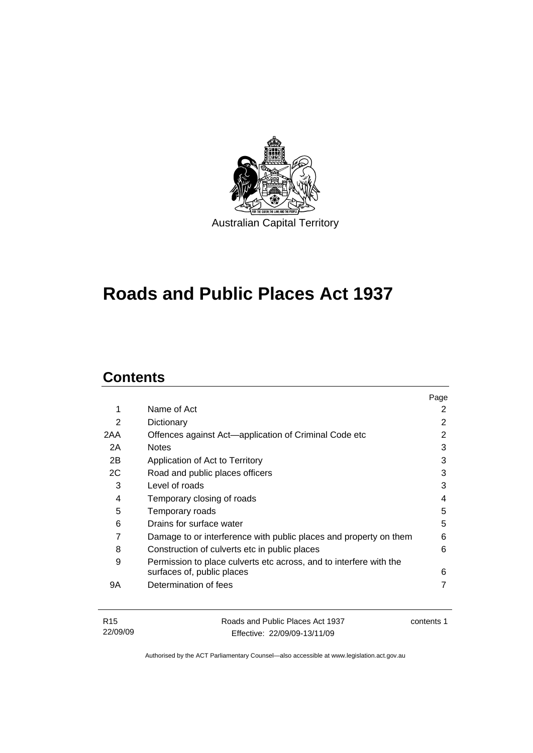Australian Capital Territory

# Roads and Public Places Act 1937

## Contents

| | | Page |
|---|---|---|
| 1 | Name of Act | 2 |
| 2 | Dictionary | 2 |
| 2AA | Offences against Act—application of Criminal Code etc | 2 |
| 2A | Notes | 3 |
| 2B | Application of Act to Territory | 3 |
| 2C | Road and public places officers | 3 |
| 3 | Level of roads | 3 |
| 4 | Temporary closing of roads | 4 |
| 5 | Temporary roads | 5 |
| 6 | Drains for surface water | 5 |
| 7 | Damage to or interference with public places and property on them | 6 |
| 8 | Construction of culverts etc in public places | 6 |
| 9 | Permission to place culverts etc across, and to interfere with the surfaces of, public places | 6 |
| 9A | Determination of fees | 7 |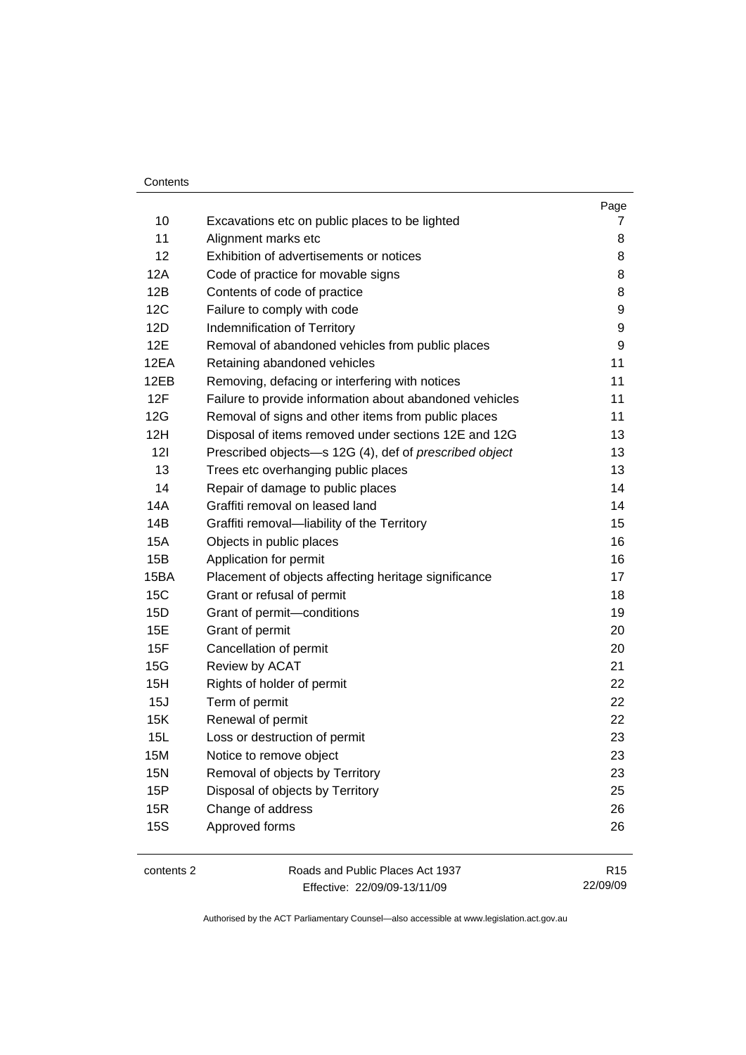| | | Page |
|---|---|---|
| 10 | Excavations etc on public places to be lighted | 7 |
| 11 | Alignment marks etc | 8 |
| 12 | Exhibition of advertisements or notices | 8 |
| 12A | Code of practice for movable signs | 8 |
| 12B | Contents of code of practice | 8 |
| 12C | Failure to comply with code | 9 |
| 12D | Indemnification of Territory | 9 |
| 12E | Removal of abandoned vehicles from public places | 9 |
| 12EA | Retaining abandoned vehicles | 11 |
| 12EB | Removing, defacing or interfering with notices | 11 |
| 12F | Failure to provide information about abandoned vehicles | 11 |
| 12G | Removal of signs and other items from public places | 11 |
| 12H | Disposal of items removed under sections 12E and 12G | 13 |
| 12I | Prescribed objects—s 12G (4), def of *prescribed object* | 13 |
| 13 | Trees etc overhanging public places | 13 |
| 14 | Repair of damage to public places | 14 |
| 14A | Graffiti removal on leased land | 14 |
| 14B | Graffiti removal—liability of the Territory | 15 |
| 15A | Objects in public places | 16 |
| 15B | Application for permit | 16 |
| 15BA | Placement of objects affecting heritage significance | 17 |
| 15C | Grant or refusal of permit | 18 |
| 15D | Grant of permit—conditions | 19 |
| 15E | Grant of permit | 20 |
| 15F | Cancellation of permit | 20 |
| 15G | Review by ACAT | 21 |
| 15H | Rights of holder of permit | 22 |
| 15J | Term of permit | 22 |
| 15K | Renewal of permit | 22 |
| 15L | Loss or destruction of permit | 23 |
| 15M | Notice to remove object | 23 |
| 15N | Removal of objects by Territory | 23 |
| 15P | Disposal of objects by Territory | 25 |
| 15R | Change of address | 26 |
| 15S | Approved forms | 26 |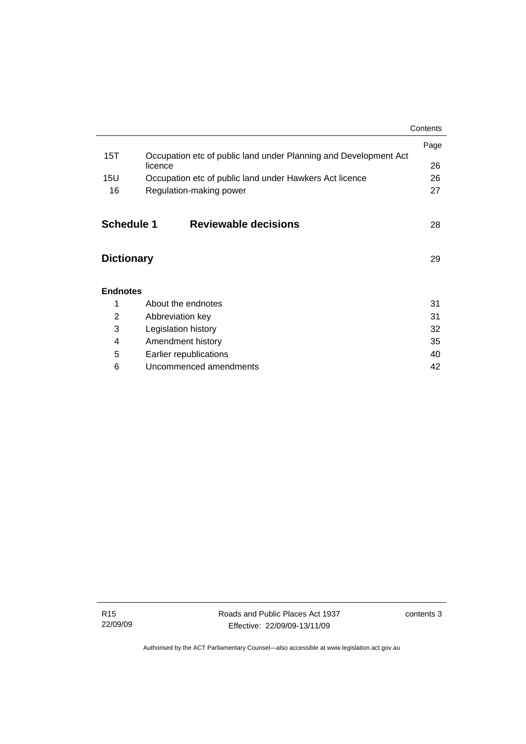| | | Page |
|---|---|---|
| 15T | Occupation etc of public land under Planning and Development Act licence | 26 |
| 15U | Occupation etc of public land under Hawkers Act licence | 26 |
| 16 | Regulation-making power | 27 |

**Schedule 1 Reviewable decisions** 28

**Dictionary** 29

**Endnotes**

| | | |
|---|---|---|
| 1 | About the endnotes | 31 |
| 2 | Abbreviation key | 31 |
| 3 | Legislation history | 32 |
| 4 | Amendment history | 35 |
| 5 | Earlier republications | 40 |
| 6 | Uncommenced amendments | 42 |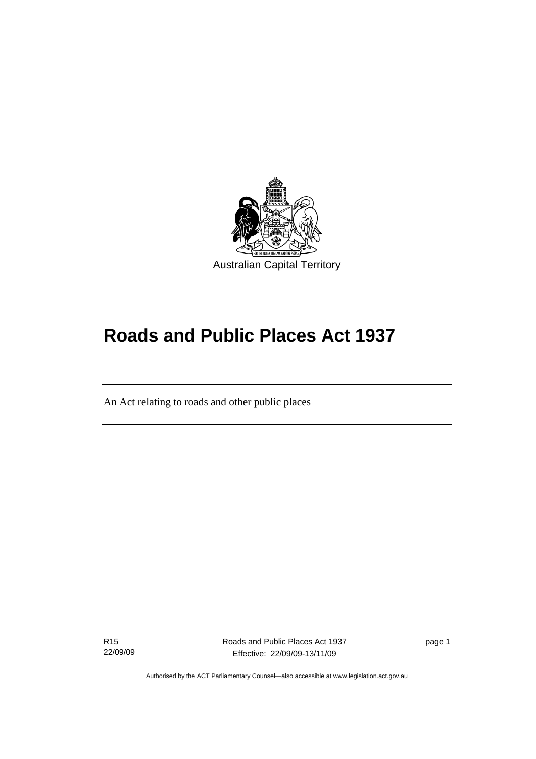Australian Capital Territory

# Roads and Public Places Act 1937

An Act relating to roads and other public places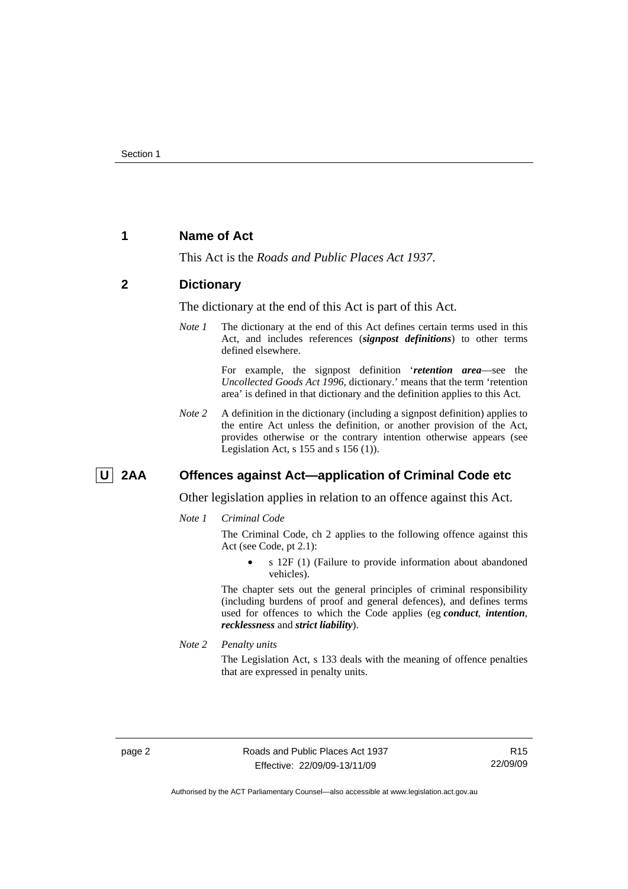## 1 Name of Act

This Act is the *Roads and Public Places Act 1937*.

## 2 Dictionary

The dictionary at the end of this Act is part of this Act.

*Note 1* The dictionary at the end of this Act defines certain terms used in this Act, and includes references (***signpost definitions***) to other terms defined elsewhere.

For example, the signpost definition '***retention area***—see the *Uncollected Goods Act 1996*, dictionary.' means that the term 'retention area' is defined in that dictionary and the definition applies to this Act.

*Note 2* A definition in the dictionary (including a signpost definition) applies to the entire Act unless the definition, or another provision of the Act, provides otherwise or the contrary intention otherwise appears (see Legislation Act, s 155 and s 156 (1)).

## U 2AA Offences against Act—application of Criminal Code etc

Other legislation applies in relation to an offence against this Act.

*Note 1* *Criminal Code*

The Criminal Code, ch 2 applies to the following offence against this Act (see Code, pt 2.1):

- s 12F (1) (Failure to provide information about abandoned vehicles).

The chapter sets out the general principles of criminal responsibility (including burdens of proof and general defences), and defines terms used for offences to which the Code applies (eg ***conduct***, ***intention***, ***recklessness*** and ***strict liability***).

*Note 2* *Penalty units*

The Legislation Act, s 133 deals with the meaning of offence penalties that are expressed in penalty units.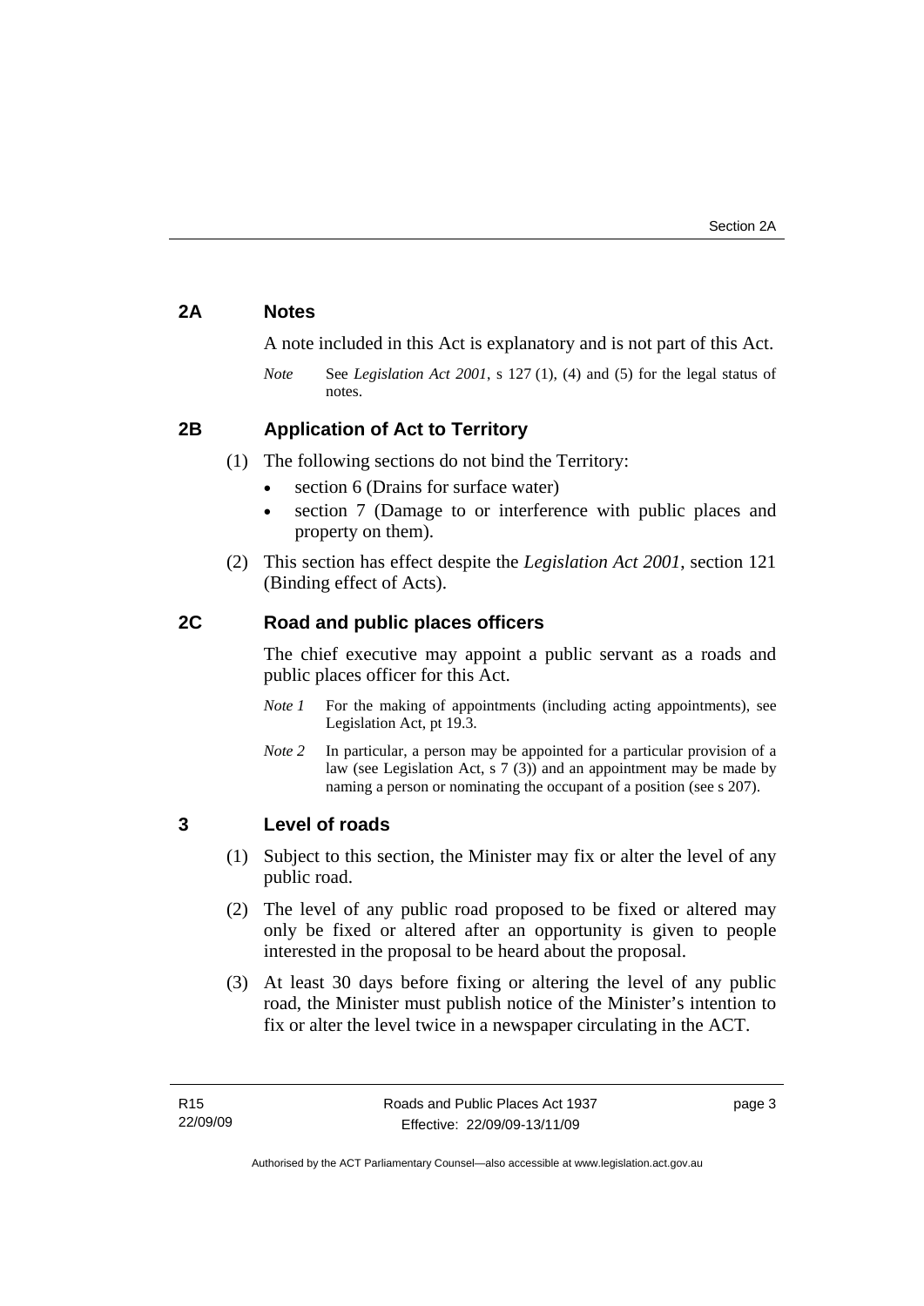## 2A Notes

A note included in this Act is explanatory and is not part of this Act.

*Note* See *Legislation Act 2001*, s 127 (1), (4) and (5) for the legal status of notes.

## 2B Application of Act to Territory

(1) The following sections do not bind the Territory:

- section 6 (Drains for surface water)
- section 7 (Damage to or interference with public places and property on them).

(2) This section has effect despite the *Legislation Act 2001*, section 121 (Binding effect of Acts).

## 2C Road and public places officers

The chief executive may appoint a public servant as a roads and public places officer for this Act.

*Note 1* For the making of appointments (including acting appointments), see Legislation Act, pt 19.3.

*Note 2* In particular, a person may be appointed for a particular provision of a law (see Legislation Act, s 7 (3)) and an appointment may be made by naming a person or nominating the occupant of a position (see s 207).

## 3 Level of roads

(1) Subject to this section, the Minister may fix or alter the level of any public road.

(2) The level of any public road proposed to be fixed or altered may only be fixed or altered after an opportunity is given to people interested in the proposal to be heard about the proposal.

(3) At least 30 days before fixing or altering the level of any public road, the Minister must publish notice of the Minister's intention to fix or alter the level twice in a newspaper circulating in the ACT.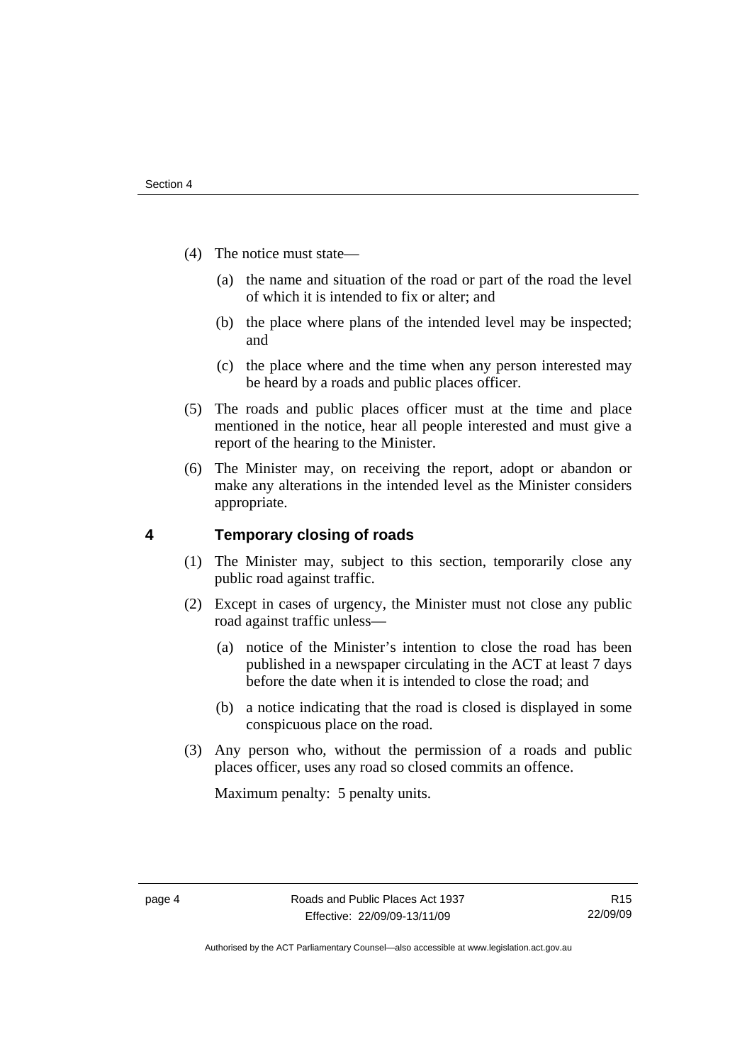(4) The notice must state—

(a) the name and situation of the road or part of the road the level of which it is intended to fix or alter; and

(b) the place where plans of the intended level may be inspected; and

(c) the place where and the time when any person interested may be heard by a roads and public places officer.

(5) The roads and public places officer must at the time and place mentioned in the notice, hear all people interested and must give a report of the hearing to the Minister.

(6) The Minister may, on receiving the report, adopt or abandon or make any alterations in the intended level as the Minister considers appropriate.

## 4 Temporary closing of roads

(1) The Minister may, subject to this section, temporarily close any public road against traffic.

(2) Except in cases of urgency, the Minister must not close any public road against traffic unless—

(a) notice of the Minister's intention to close the road has been published in a newspaper circulating in the ACT at least 7 days before the date when it is intended to close the road; and

(b) a notice indicating that the road is closed is displayed in some conspicuous place on the road.

(3) Any person who, without the permission of a roads and public places officer, uses any road so closed commits an offence.

Maximum penalty: 5 penalty units.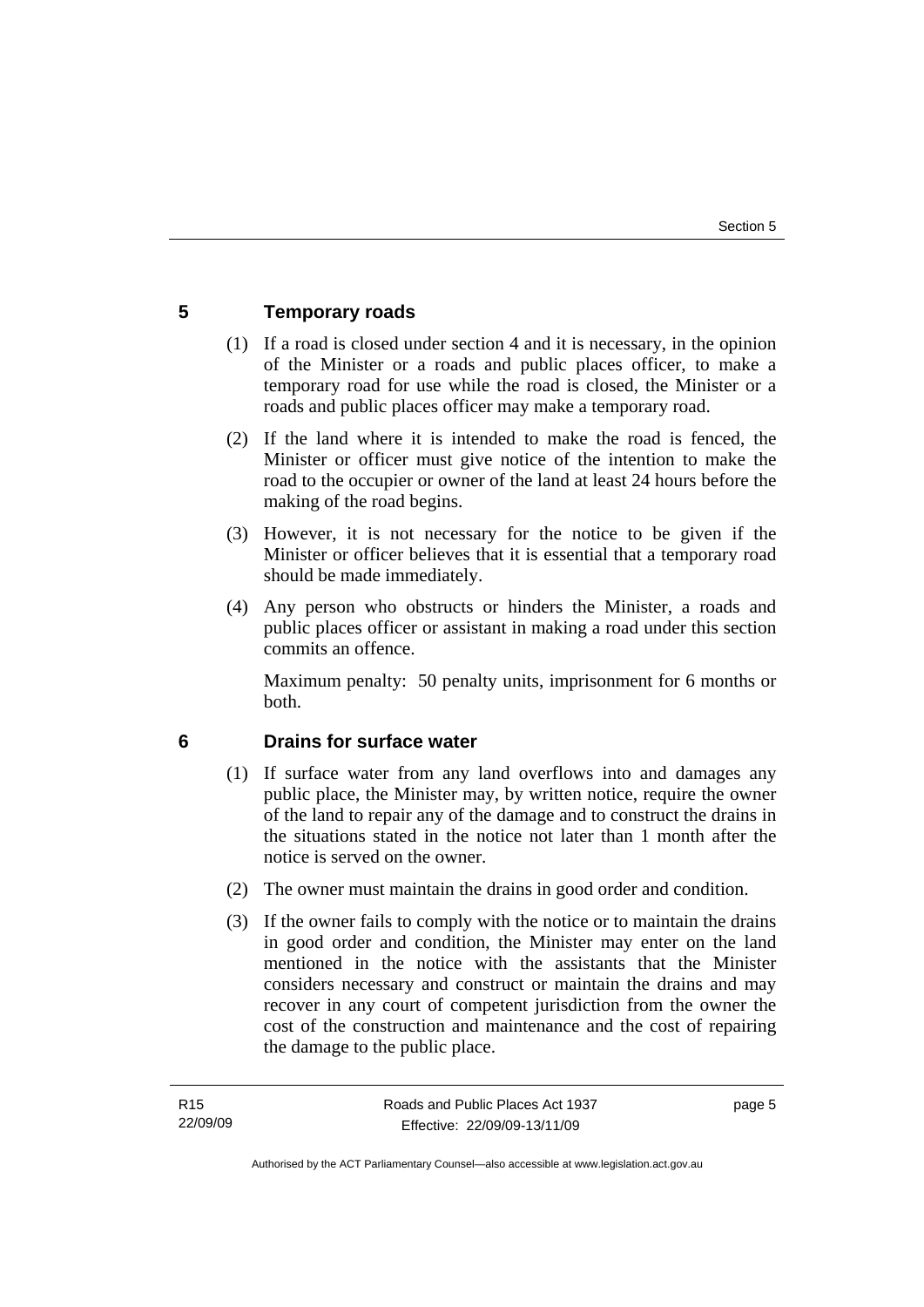## 5 Temporary roads

(1) If a road is closed under section 4 and it is necessary, in the opinion of the Minister or a roads and public places officer, to make a temporary road for use while the road is closed, the Minister or a roads and public places officer may make a temporary road.

(2) If the land where it is intended to make the road is fenced, the Minister or officer must give notice of the intention to make the road to the occupier or owner of the land at least 24 hours before the making of the road begins.

(3) However, it is not necessary for the notice to be given if the Minister or officer believes that it is essential that a temporary road should be made immediately.

(4) Any person who obstructs or hinders the Minister, a roads and public places officer or assistant in making a road under this section commits an offence.

Maximum penalty: 50 penalty units, imprisonment for 6 months or both.

## 6 Drains for surface water

(1) If surface water from any land overflows into and damages any public place, the Minister may, by written notice, require the owner of the land to repair any of the damage and to construct the drains in the situations stated in the notice not later than 1 month after the notice is served on the owner.

(2) The owner must maintain the drains in good order and condition.

(3) If the owner fails to comply with the notice or to maintain the drains in good order and condition, the Minister may enter on the land mentioned in the notice with the assistants that the Minister considers necessary and construct or maintain the drains and may recover in any court of competent jurisdiction from the owner the cost of the construction and maintenance and the cost of repairing the damage to the public place.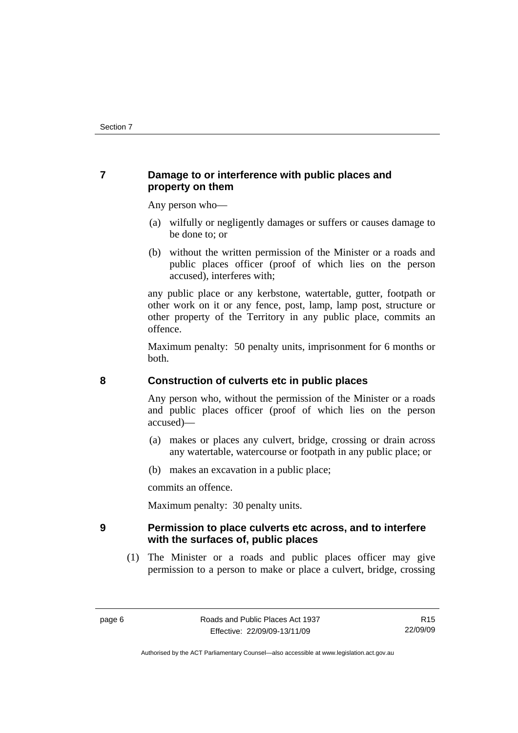## 7 Damage to or interference with public places and property on them

Any person who—

(a) wilfully or negligently damages or suffers or causes damage to be done to; or

(b) without the written permission of the Minister or a roads and public places officer (proof of which lies on the person accused), interferes with;

any public place or any kerbstone, watertable, gutter, footpath or other work on it or any fence, post, lamp, lamp post, structure or other property of the Territory in any public place, commits an offence.

Maximum penalty: 50 penalty units, imprisonment for 6 months or both.

## 8 Construction of culverts etc in public places

Any person who, without the permission of the Minister or a roads and public places officer (proof of which lies on the person accused)—

(a) makes or places any culvert, bridge, crossing or drain across any watertable, watercourse or footpath in any public place; or

(b) makes an excavation in a public place;

commits an offence.

Maximum penalty: 30 penalty units.

## 9 Permission to place culverts etc across, and to interfere with the surfaces of, public places

(1) The Minister or a roads and public places officer may give permission to a person to make or place a culvert, bridge, crossing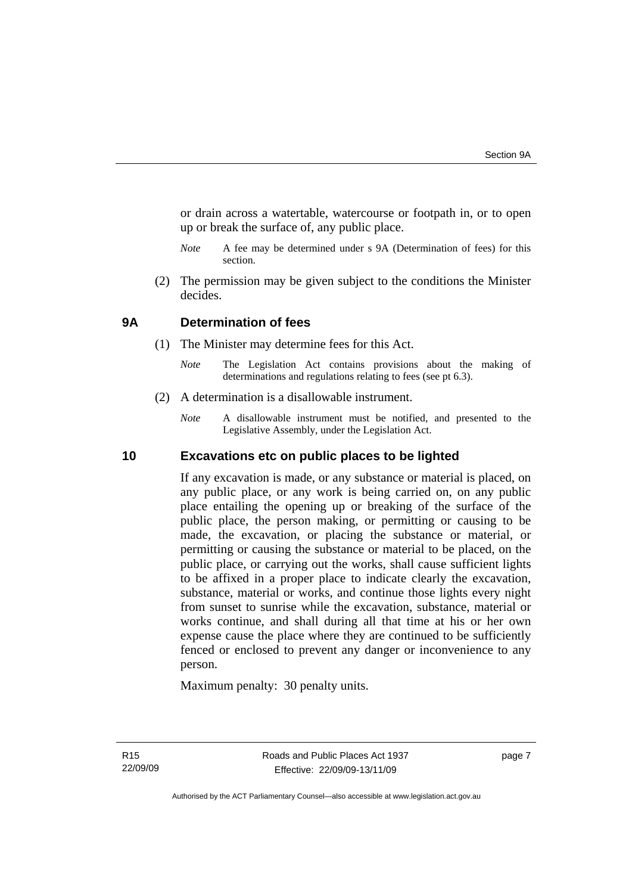or drain across a watertable, watercourse or footpath in, or to open up or break the surface of, any public place.

*Note* A fee may be determined under s 9A (Determination of fees) for this section.

(2) The permission may be given subject to the conditions the Minister decides.

## 9A Determination of fees

(1) The Minister may determine fees for this Act.

*Note* The Legislation Act contains provisions about the making of determinations and regulations relating to fees (see pt 6.3).

(2) A determination is a disallowable instrument.

*Note* A disallowable instrument must be notified, and presented to the Legislative Assembly, under the Legislation Act.

## 10 Excavations etc on public places to be lighted

If any excavation is made, or any substance or material is placed, on any public place, or any work is being carried on, on any public place entailing the opening up or breaking of the surface of the public place, the person making, or permitting or causing to be made, the excavation, or placing the substance or material, or permitting or causing the substance or material to be placed, on the public place, or carrying out the works, shall cause sufficient lights to be affixed in a proper place to indicate clearly the excavation, substance, material or works, and continue those lights every night from sunset to sunrise while the excavation, substance, material or works continue, and shall during all that time at his or her own expense cause the place where they are continued to be sufficiently fenced or enclosed to prevent any danger or inconvenience to any person.

Maximum penalty: 30 penalty units.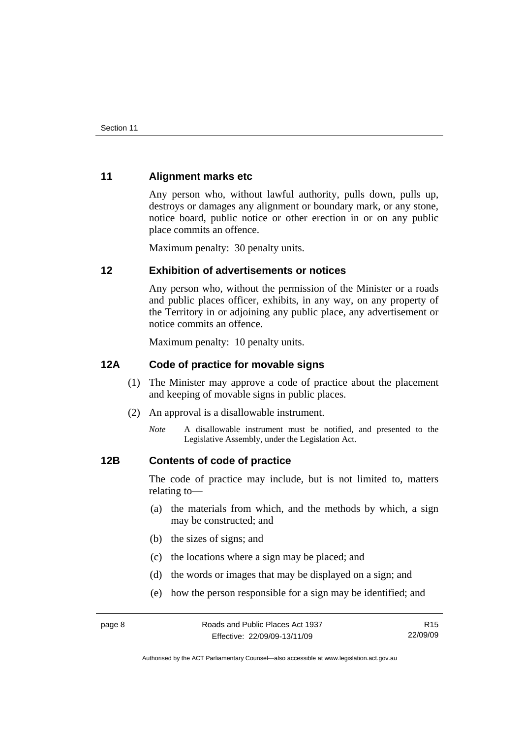## 11 Alignment marks etc

Any person who, without lawful authority, pulls down, pulls up, destroys or damages any alignment or boundary mark, or any stone, notice board, public notice or other erection in or on any public place commits an offence.

Maximum penalty: 30 penalty units.

## 12 Exhibition of advertisements or notices

Any person who, without the permission of the Minister or a roads and public places officer, exhibits, in any way, on any property of the Territory in or adjoining any public place, any advertisement or notice commits an offence.

Maximum penalty: 10 penalty units.

## 12A Code of practice for movable signs

(1) The Minister may approve a code of practice about the placement and keeping of movable signs in public places.

(2) An approval is a disallowable instrument.

*Note* A disallowable instrument must be notified, and presented to the Legislative Assembly, under the Legislation Act.

## 12B Contents of code of practice

The code of practice may include, but is not limited to, matters relating to—

(a) the materials from which, and the methods by which, a sign may be constructed; and

(b) the sizes of signs; and

(c) the locations where a sign may be placed; and

(d) the words or images that may be displayed on a sign; and

(e) how the person responsible for a sign may be identified; and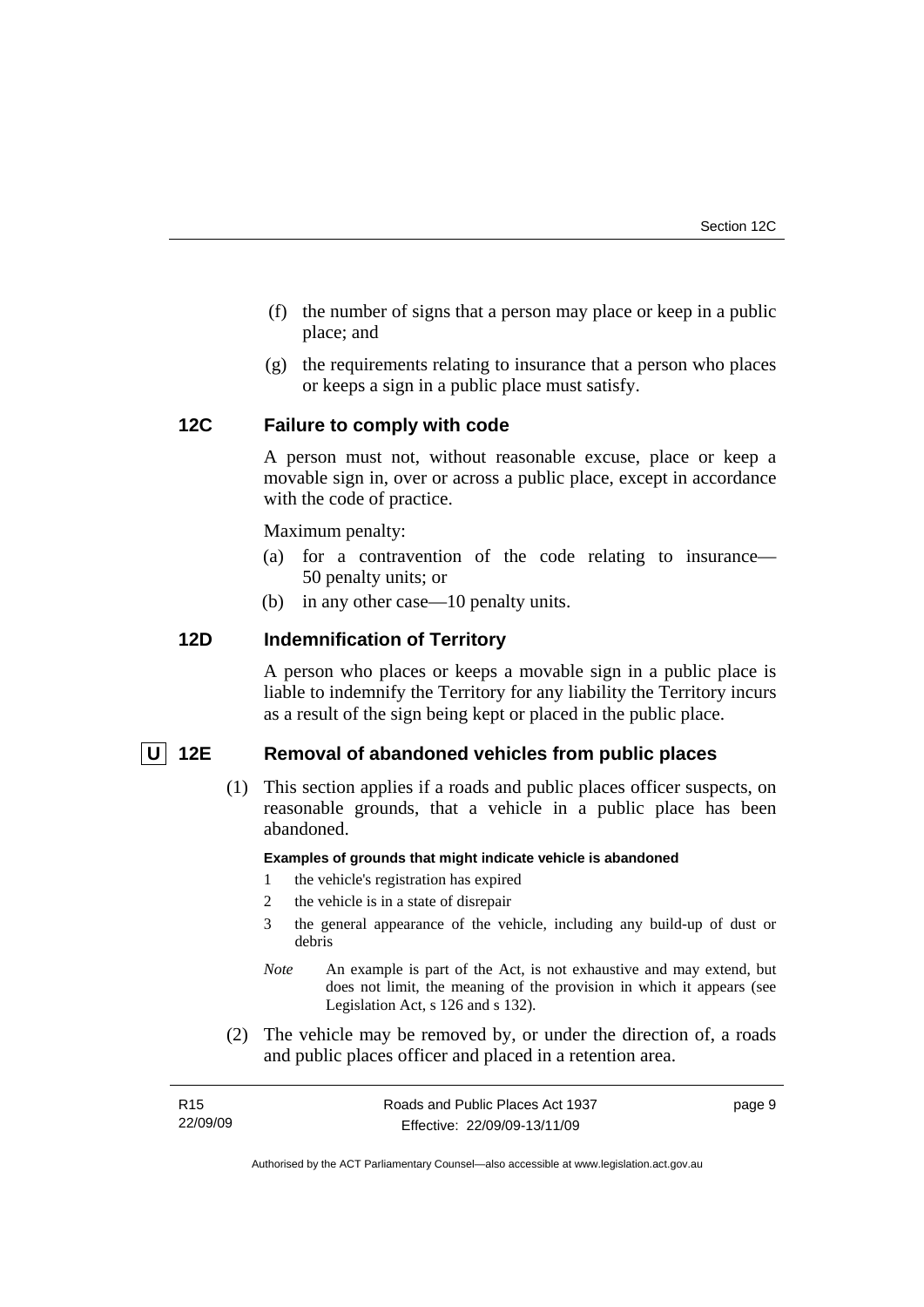(f) the number of signs that a person may place or keep in a public place; and

(g) the requirements relating to insurance that a person who places or keeps a sign in a public place must satisfy.

### 12C Failure to comply with code

A person must not, without reasonable excuse, place or keep a movable sign in, over or across a public place, except in accordance with the code of practice.

Maximum penalty:

(a) for a contravention of the code relating to insurance—50 penalty units; or

(b) in any other case—10 penalty units.

### 12D Indemnification of Territory

A person who places or keeps a movable sign in a public place is liable to indemnify the Territory for any liability the Territory incurs as a result of the sign being kept or placed in the public place.

### U 12E Removal of abandoned vehicles from public places

(1) This section applies if a roads and public places officer suspects, on reasonable grounds, that a vehicle in a public place has been abandoned.

**Examples of grounds that might indicate vehicle is abandoned**

1 the vehicle's registration has expired

2 the vehicle is in a state of disrepair

3 the general appearance of the vehicle, including any build-up of dust or debris

*Note* An example is part of the Act, is not exhaustive and may extend, but does not limit, the meaning of the provision in which it appears (see Legislation Act, s 126 and s 132).

(2) The vehicle may be removed by, or under the direction of, a roads and public places officer and placed in a retention area.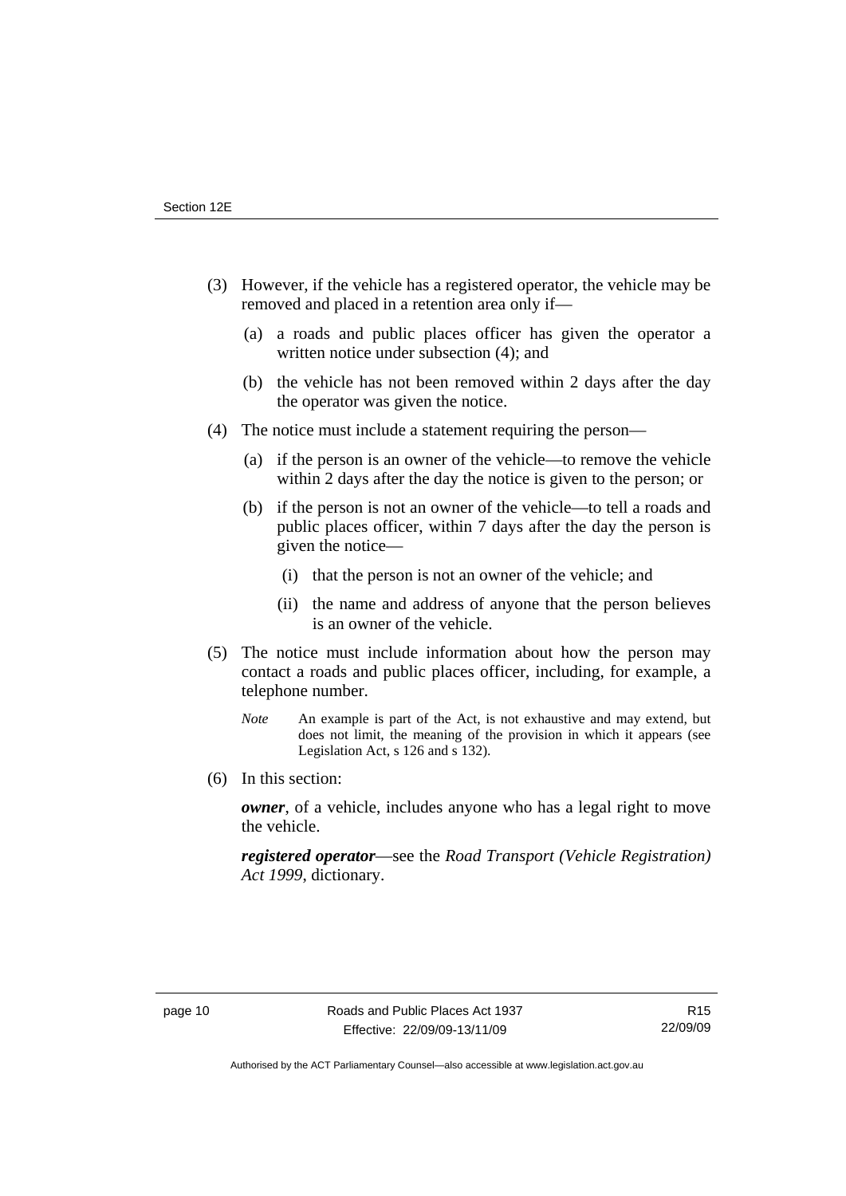(3) However, if the vehicle has a registered operator, the vehicle may be removed and placed in a retention area only if—

(a) a roads and public places officer has given the operator a written notice under subsection (4); and

(b) the vehicle has not been removed within 2 days after the day the operator was given the notice.

(4) The notice must include a statement requiring the person—

(a) if the person is an owner of the vehicle—to remove the vehicle within 2 days after the day the notice is given to the person; or

(b) if the person is not an owner of the vehicle—to tell a roads and public places officer, within 7 days after the day the person is given the notice—

(i) that the person is not an owner of the vehicle; and

(ii) the name and address of anyone that the person believes is an owner of the vehicle.

(5) The notice must include information about how the person may contact a roads and public places officer, including, for example, a telephone number.

*Note* An example is part of the Act, is not exhaustive and may extend, but does not limit, the meaning of the provision in which it appears (see Legislation Act, s 126 and s 132).

(6) In this section:

***owner***, of a vehicle, includes anyone who has a legal right to move the vehicle.

***registered operator***—see the *Road Transport (Vehicle Registration) Act 1999*, dictionary.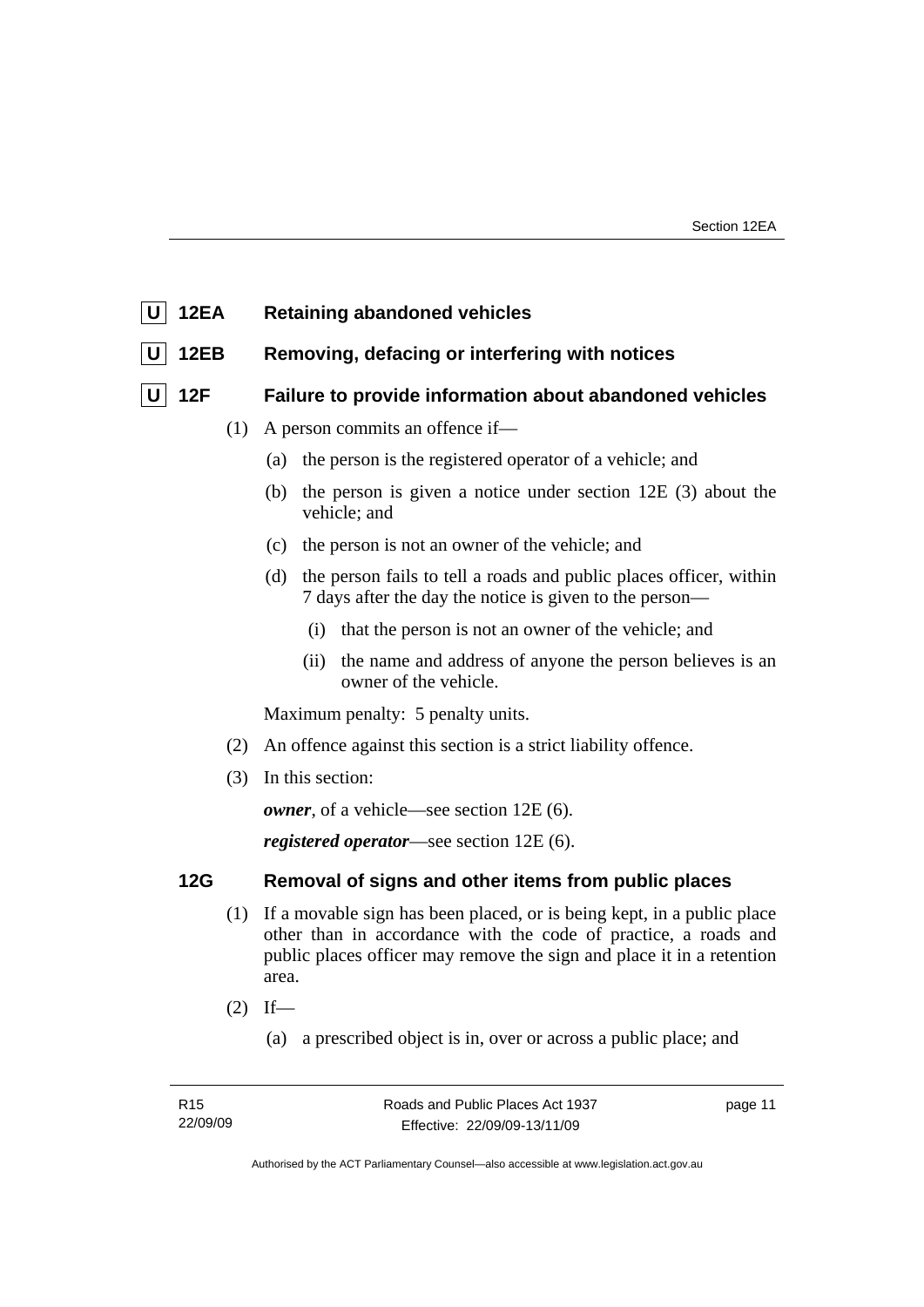## U 12EA Retaining abandoned vehicles

## U 12EB Removing, defacing or interfering with notices

## U 12F Failure to provide information about abandoned vehicles

(1) A person commits an offence if—

(a) the person is the registered operator of a vehicle; and

(b) the person is given a notice under section 12E (3) about the vehicle; and

(c) the person is not an owner of the vehicle; and

(d) the person fails to tell a roads and public places officer, within 7 days after the day the notice is given to the person—

(i) that the person is not an owner of the vehicle; and

(ii) the name and address of anyone the person believes is an owner of the vehicle.

Maximum penalty: 5 penalty units.

(2) An offence against this section is a strict liability offence.

(3) In this section:

***owner***, of a vehicle—see section 12E (6).

***registered operator***—see section 12E (6).

## 12G Removal of signs and other items from public places

(1) If a movable sign has been placed, or is being kept, in a public place other than in accordance with the code of practice, a roads and public places officer may remove the sign and place it in a retention area.

(2) If—

(a) a prescribed object is in, over or across a public place; and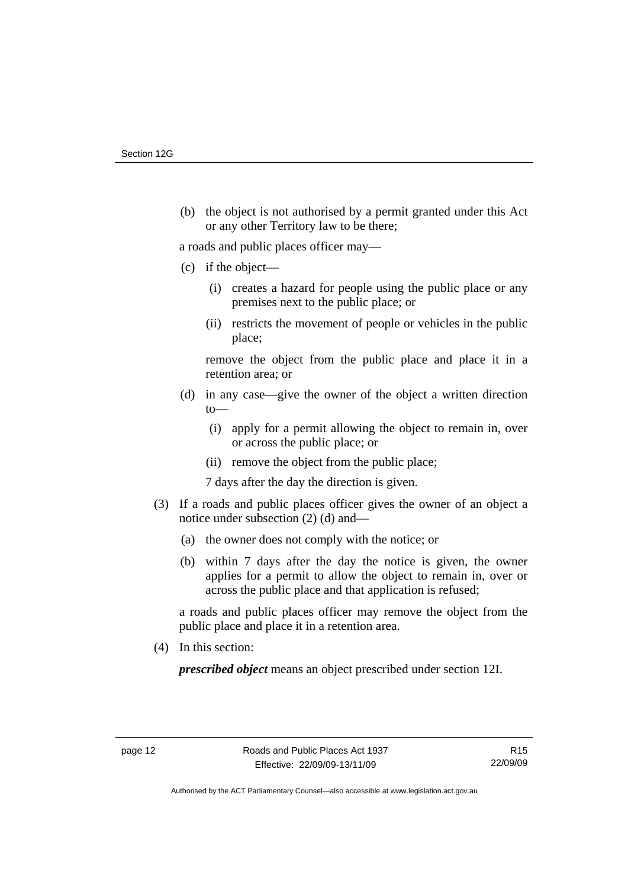(b) the object is not authorised by a permit granted under this Act or any other Territory law to be there;

a roads and public places officer may—

(c) if the object—

   (i) creates a hazard for people using the public place or any premises next to the public place; or

   (ii) restricts the movement of people or vehicles in the public place;

   remove the object from the public place and place it in a retention area; or

(d) in any case—give the owner of the object a written direction to—

   (i) apply for a permit allowing the object to remain in, over or across the public place; or

   (ii) remove the object from the public place;

   7 days after the day the direction is given.

(3) If a roads and public places officer gives the owner of an object a notice under subsection (2) (d) and—

   (a) the owner does not comply with the notice; or

   (b) within 7 days after the day the notice is given, the owner applies for a permit to allow the object to remain in, over or across the public place and that application is refused;

   a roads and public places officer may remove the object from the public place and place it in a retention area.

(4) In this section:

***prescribed object*** means an object prescribed under section 12I.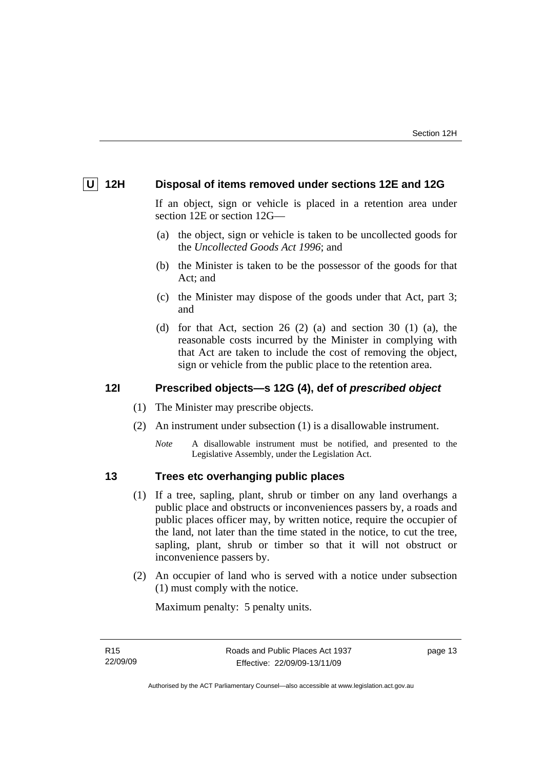### U 12H Disposal of items removed under sections 12E and 12G

If an object, sign or vehicle is placed in a retention area under section 12E or section 12G—

(a) the object, sign or vehicle is taken to be uncollected goods for the *Uncollected Goods Act 1996*; and

(b) the Minister is taken to be the possessor of the goods for that Act; and

(c) the Minister may dispose of the goods under that Act, part 3; and

(d) for that Act, section 26 (2) (a) and section 30 (1) (a), the reasonable costs incurred by the Minister in complying with that Act are taken to include the cost of removing the object, sign or vehicle from the public place to the retention area.

### 12I Prescribed objects—s 12G (4), def of *prescribed object*

(1) The Minister may prescribe objects.

(2) An instrument under subsection (1) is a disallowable instrument.

*Note* A disallowable instrument must be notified, and presented to the Legislative Assembly, under the Legislation Act.

### 13 Trees etc overhanging public places

(1) If a tree, sapling, plant, shrub or timber on any land overhangs a public place and obstructs or inconveniences passers by, a roads and public places officer may, by written notice, require the occupier of the land, not later than the time stated in the notice, to cut the tree, sapling, plant, shrub or timber so that it will not obstruct or inconvenience passers by.

(2) An occupier of land who is served with a notice under subsection (1) must comply with the notice.

Maximum penalty: 5 penalty units.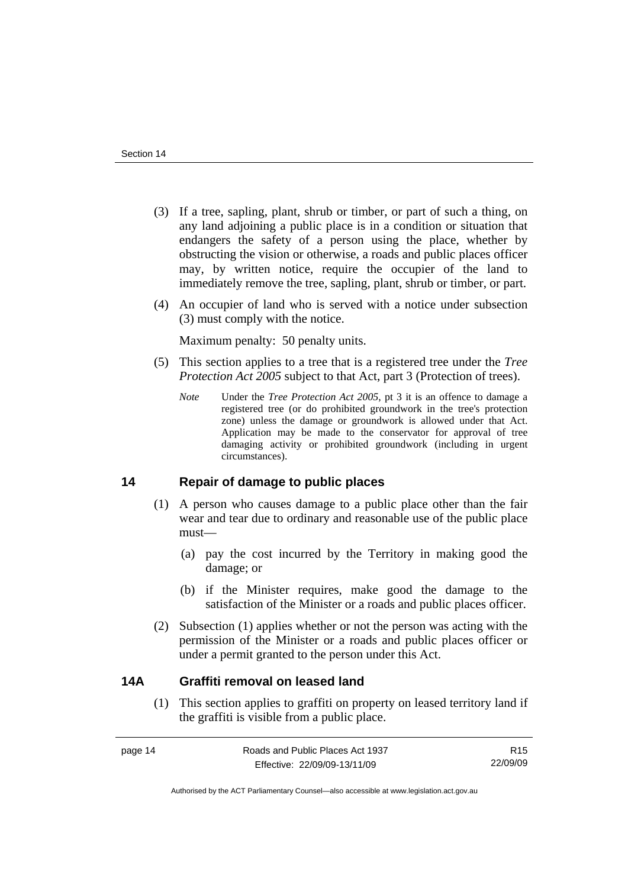(3) If a tree, sapling, plant, shrub or timber, or part of such a thing, on any land adjoining a public place is in a condition or situation that endangers the safety of a person using the place, whether by obstructing the vision or otherwise, a roads and public places officer may, by written notice, require the occupier of the land to immediately remove the tree, sapling, plant, shrub or timber, or part.

(4) An occupier of land who is served with a notice under subsection (3) must comply with the notice.

Maximum penalty: 50 penalty units.

(5) This section applies to a tree that is a registered tree under the *Tree Protection Act 2005* subject to that Act, part 3 (Protection of trees).

*Note* Under the *Tree Protection Act 2005*, pt 3 it is an offence to damage a registered tree (or do prohibited groundwork in the tree's protection zone) unless the damage or groundwork is allowed under that Act. Application may be made to the conservator for approval of tree damaging activity or prohibited groundwork (including in urgent circumstances).

## 14 Repair of damage to public places

(1) A person who causes damage to a public place other than the fair wear and tear due to ordinary and reasonable use of the public place must—

(a) pay the cost incurred by the Territory in making good the damage; or

(b) if the Minister requires, make good the damage to the satisfaction of the Minister or a roads and public places officer.

(2) Subsection (1) applies whether or not the person was acting with the permission of the Minister or a roads and public places officer or under a permit granted to the person under this Act.

## 14A Graffiti removal on leased land

(1) This section applies to graffiti on property on leased territory land if the graffiti is visible from a public place.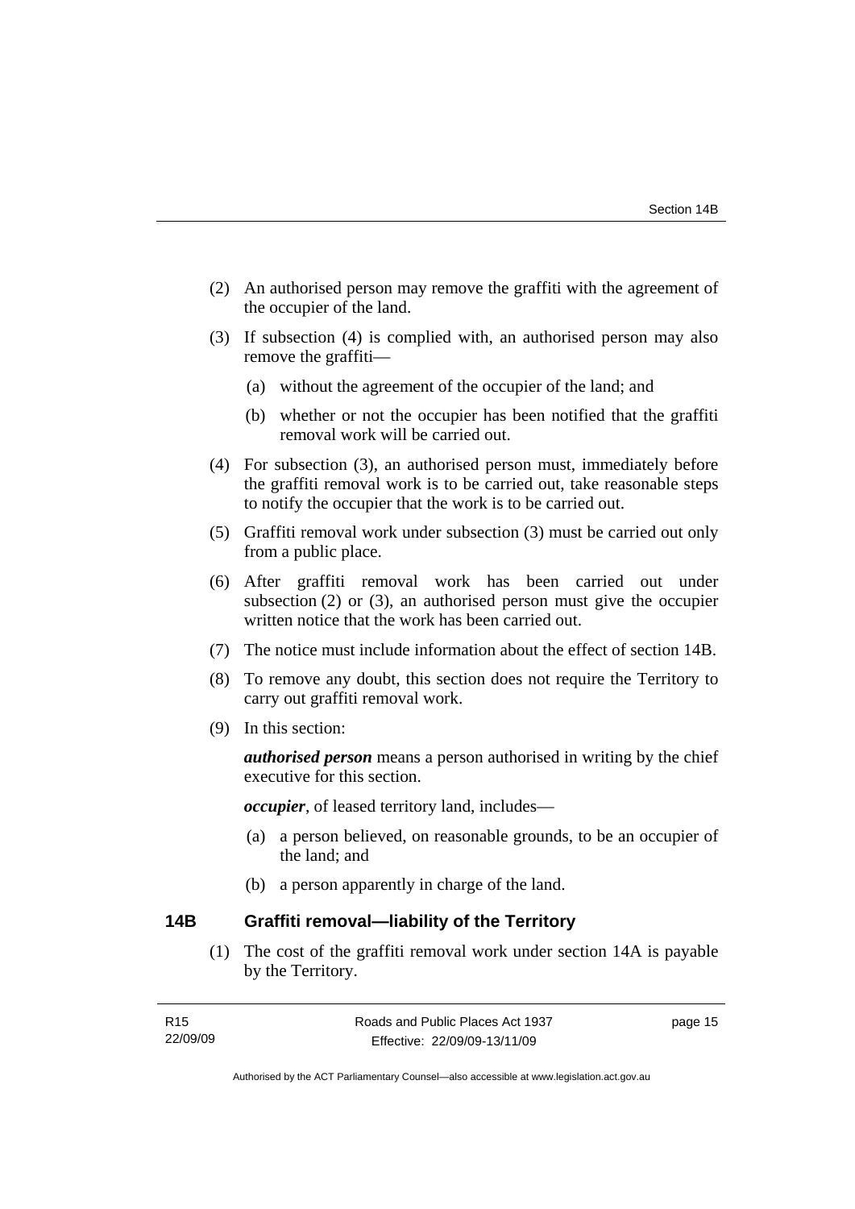(2) An authorised person may remove the graffiti with the agreement of the occupier of the land.

(3) If subsection (4) is complied with, an authorised person may also remove the graffiti—

(a) without the agreement of the occupier of the land; and

(b) whether or not the occupier has been notified that the graffiti removal work will be carried out.

(4) For subsection (3), an authorised person must, immediately before the graffiti removal work is to be carried out, take reasonable steps to notify the occupier that the work is to be carried out.

(5) Graffiti removal work under subsection (3) must be carried out only from a public place.

(6) After graffiti removal work has been carried out under subsection (2) or (3), an authorised person must give the occupier written notice that the work has been carried out.

(7) The notice must include information about the effect of section 14B.

(8) To remove any doubt, this section does not require the Territory to carry out graffiti removal work.

(9) In this section:

***authorised person*** means a person authorised in writing by the chief executive for this section.

***occupier***, of leased territory land, includes—

(a) a person believed, on reasonable grounds, to be an occupier of the land; and

(b) a person apparently in charge of the land.

### 14B Graffiti removal—liability of the Territory

(1) The cost of the graffiti removal work under section 14A is payable by the Territory.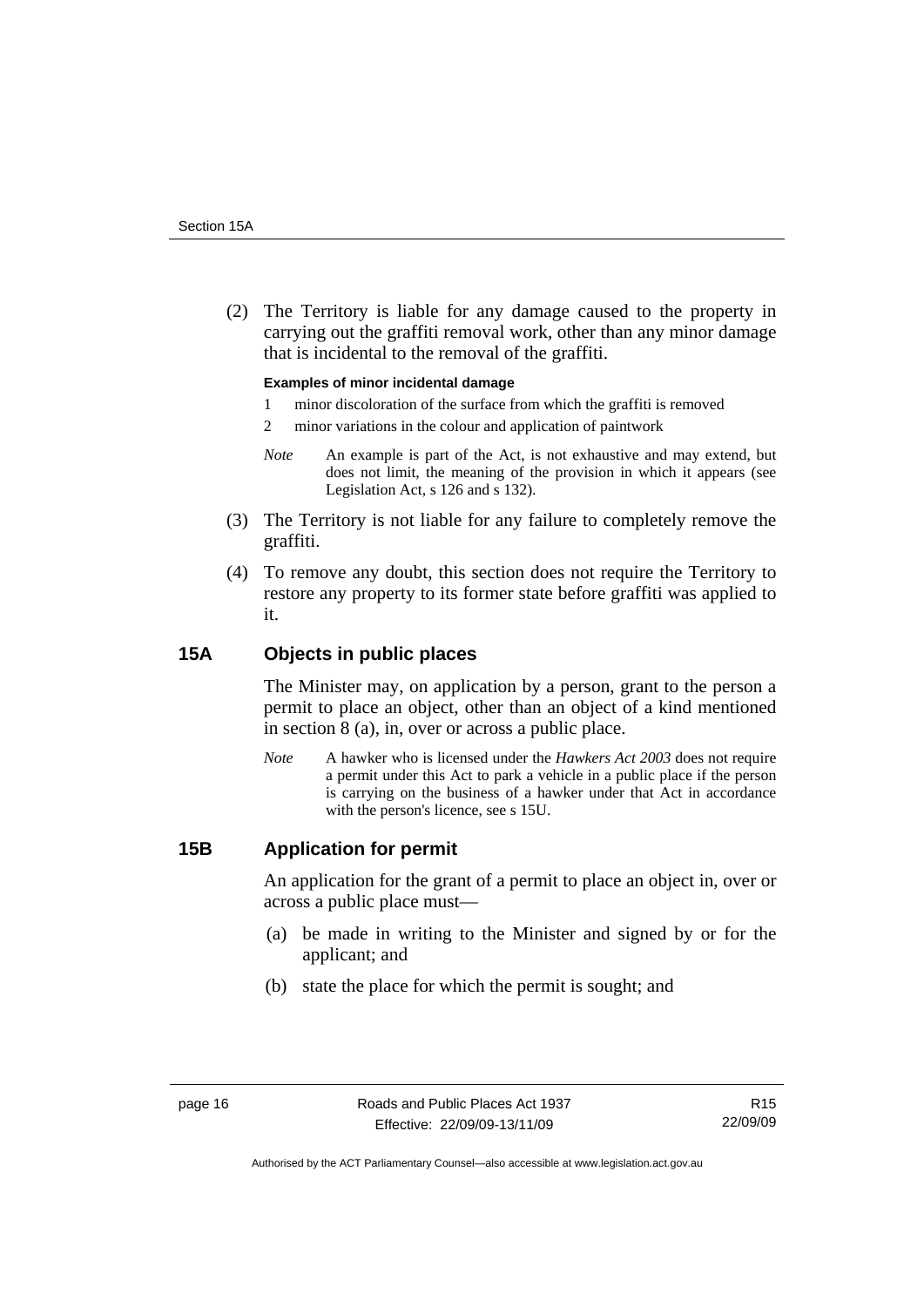(2) The Territory is liable for any damage caused to the property in carrying out the graffiti removal work, other than any minor damage that is incidental to the removal of the graffiti.

**Examples of minor incidental damage**

1 minor discoloration of the surface from which the graffiti is removed

2 minor variations in the colour and application of paintwork

*Note* An example is part of the Act, is not exhaustive and may extend, but does not limit, the meaning of the provision in which it appears (see Legislation Act, s 126 and s 132).

(3) The Territory is not liable for any failure to completely remove the graffiti.

(4) To remove any doubt, this section does not require the Territory to restore any property to its former state before graffiti was applied to it.

## 15A Objects in public places

The Minister may, on application by a person, grant to the person a permit to place an object, other than an object of a kind mentioned in section 8 (a), in, over or across a public place.

*Note* A hawker who is licensed under the *Hawkers Act 2003* does not require a permit under this Act to park a vehicle in a public place if the person is carrying on the business of a hawker under that Act in accordance with the person's licence, see s 15U.

## 15B Application for permit

An application for the grant of a permit to place an object in, over or across a public place must—

(a) be made in writing to the Minister and signed by or for the applicant; and

(b) state the place for which the permit is sought; and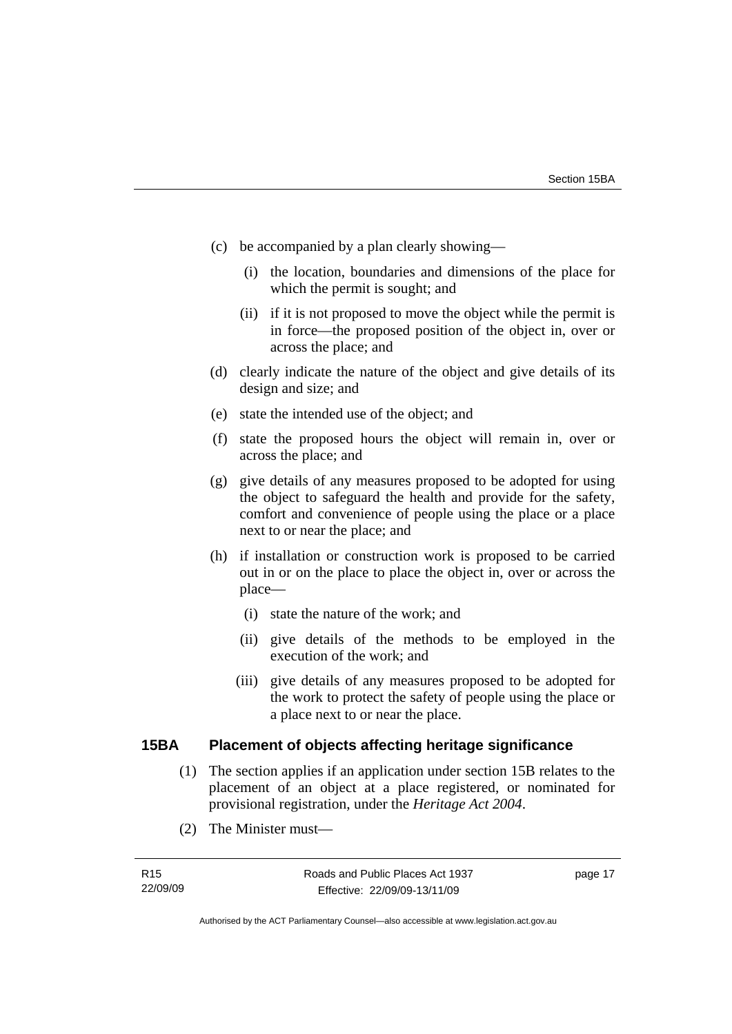(c) be accompanied by a plan clearly showing—

(i) the location, boundaries and dimensions of the place for which the permit is sought; and

(ii) if it is not proposed to move the object while the permit is in force—the proposed position of the object in, over or across the place; and

(d) clearly indicate the nature of the object and give details of its design and size; and

(e) state the intended use of the object; and

(f) state the proposed hours the object will remain in, over or across the place; and

(g) give details of any measures proposed to be adopted for using the object to safeguard the health and provide for the safety, comfort and convenience of people using the place or a place next to or near the place; and

(h) if installation or construction work is proposed to be carried out in or on the place to place the object in, over or across the place—

(i) state the nature of the work; and

(ii) give details of the methods to be employed in the execution of the work; and

(iii) give details of any measures proposed to be adopted for the work to protect the safety of people using the place or a place next to or near the place.

## 15BA Placement of objects affecting heritage significance

(1) The section applies if an application under section 15B relates to the placement of an object at a place registered, or nominated for provisional registration, under the *Heritage Act 2004*.

(2) The Minister must—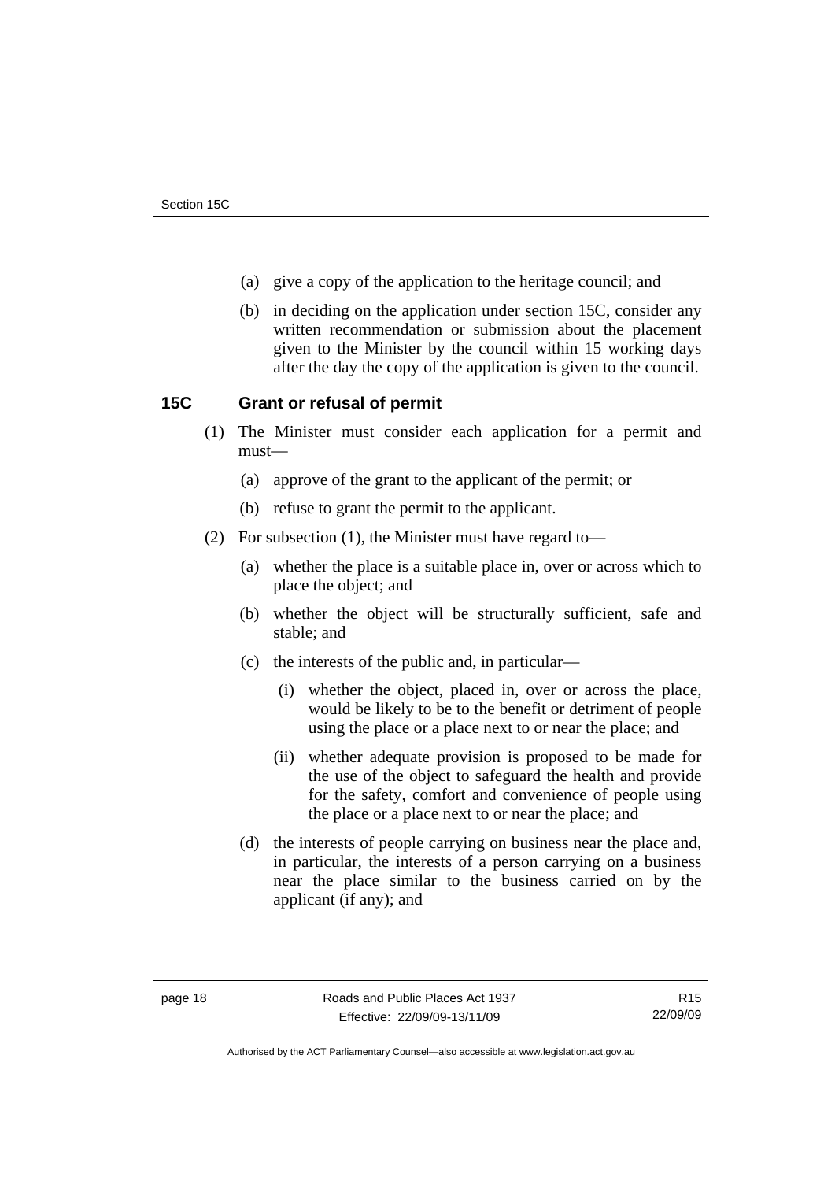(a) give a copy of the application to the heritage council; and

(b) in deciding on the application under section 15C, consider any written recommendation or submission about the placement given to the Minister by the council within 15 working days after the day the copy of the application is given to the council.

## 15C Grant or refusal of permit

(1) The Minister must consider each application for a permit and must—

(a) approve of the grant to the applicant of the permit; or

(b) refuse to grant the permit to the applicant.

(2) For subsection (1), the Minister must have regard to—

(a) whether the place is a suitable place in, over or across which to place the object; and

(b) whether the object will be structurally sufficient, safe and stable; and

(c) the interests of the public and, in particular—

(i) whether the object, placed in, over or across the place, would be likely to be to the benefit or detriment of people using the place or a place next to or near the place; and

(ii) whether adequate provision is proposed to be made for the use of the object to safeguard the health and provide for the safety, comfort and convenience of people using the place or a place next to or near the place; and

(d) the interests of people carrying on business near the place and, in particular, the interests of a person carrying on a business near the place similar to the business carried on by the applicant (if any); and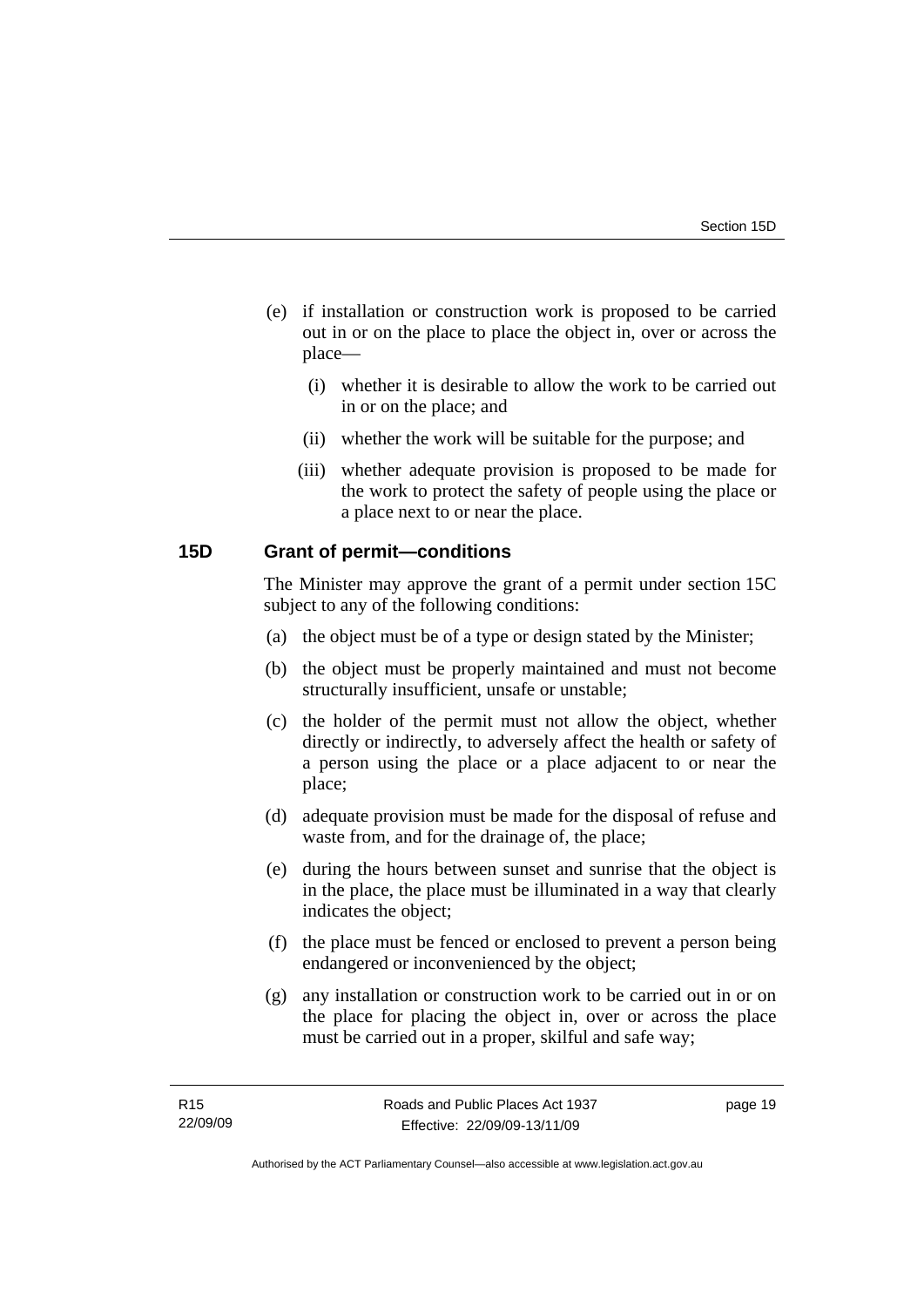(e) if installation or construction work is proposed to be carried out in or on the place to place the object in, over or across the place—

   (i) whether it is desirable to allow the work to be carried out in or on the place; and

   (ii) whether the work will be suitable for the purpose; and

   (iii) whether adequate provision is proposed to be made for the work to protect the safety of people using the place or a place next to or near the place.

### 15D Grant of permit—conditions

The Minister may approve the grant of a permit under section 15C subject to any of the following conditions:

(a) the object must be of a type or design stated by the Minister;

(b) the object must be properly maintained and must not become structurally insufficient, unsafe or unstable;

(c) the holder of the permit must not allow the object, whether directly or indirectly, to adversely affect the health or safety of a person using the place or a place adjacent to or near the place;

(d) adequate provision must be made for the disposal of refuse and waste from, and for the drainage of, the place;

(e) during the hours between sunset and sunrise that the object is in the place, the place must be illuminated in a way that clearly indicates the object;

(f) the place must be fenced or enclosed to prevent a person being endangered or inconvenienced by the object;

(g) any installation or construction work to be carried out in or on the place for placing the object in, over or across the place must be carried out in a proper, skilful and safe way;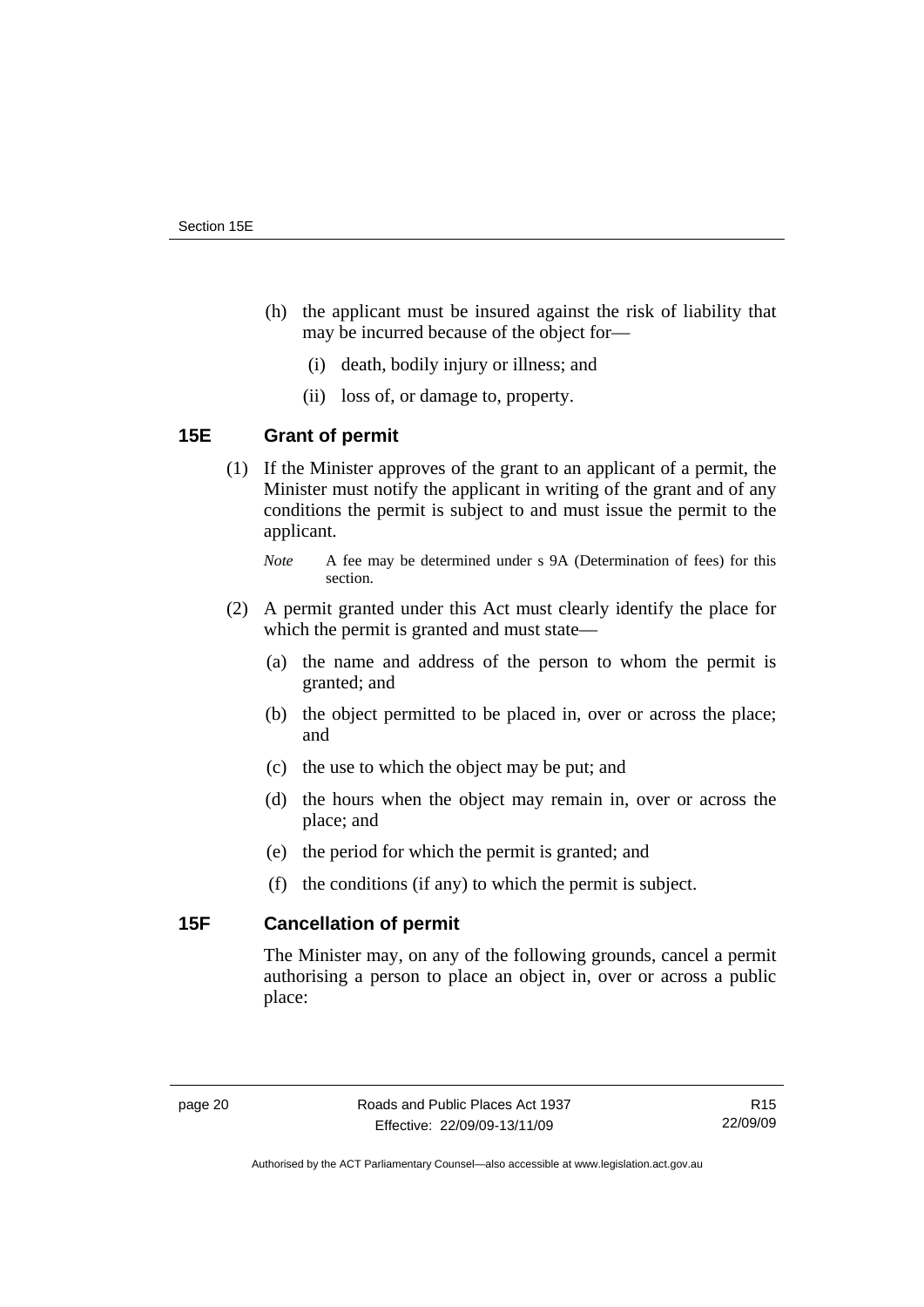(h) the applicant must be insured against the risk of liability that may be incurred because of the object for—

  (i) death, bodily injury or illness; and

  (ii) loss of, or damage to, property.

### 15E Grant of permit

(1) If the Minister approves of the grant to an applicant of a permit, the Minister must notify the applicant in writing of the grant and of any conditions the permit is subject to and must issue the permit to the applicant.

*Note* A fee may be determined under s 9A (Determination of fees) for this section.

(2) A permit granted under this Act must clearly identify the place for which the permit is granted and must state—

  (a) the name and address of the person to whom the permit is granted; and

  (b) the object permitted to be placed in, over or across the place; and

  (c) the use to which the object may be put; and

  (d) the hours when the object may remain in, over or across the place; and

  (e) the period for which the permit is granted; and

  (f) the conditions (if any) to which the permit is subject.

### 15F Cancellation of permit

The Minister may, on any of the following grounds, cancel a permit authorising a person to place an object in, over or across a public place: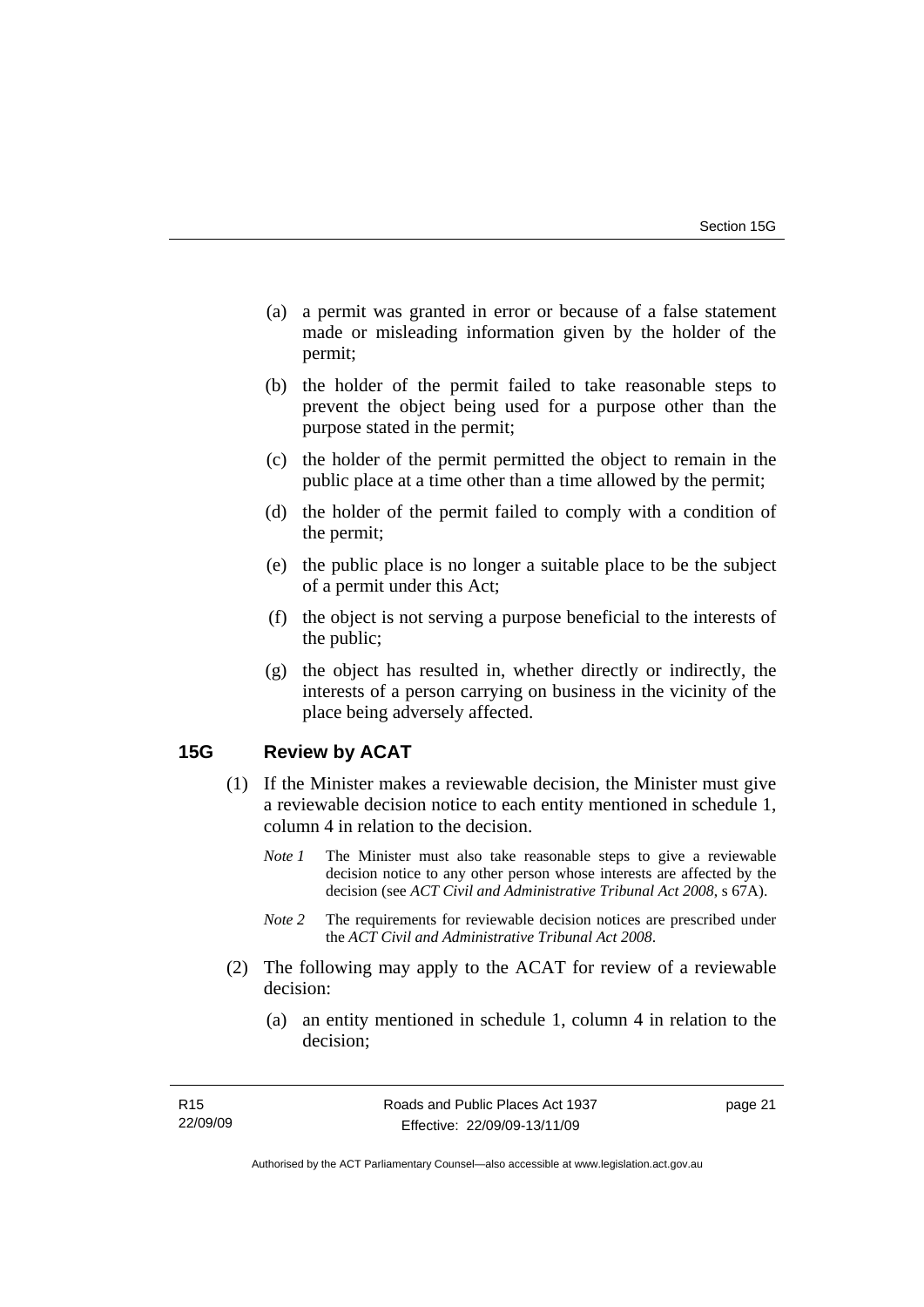(a) a permit was granted in error or because of a false statement made or misleading information given by the holder of the permit;

(b) the holder of the permit failed to take reasonable steps to prevent the object being used for a purpose other than the purpose stated in the permit;

(c) the holder of the permit permitted the object to remain in the public place at a time other than a time allowed by the permit;

(d) the holder of the permit failed to comply with a condition of the permit;

(e) the public place is no longer a suitable place to be the subject of a permit under this Act;

(f) the object is not serving a purpose beneficial to the interests of the public;

(g) the object has resulted in, whether directly or indirectly, the interests of a person carrying on business in the vicinity of the place being adversely affected.

## 15G Review by ACAT

(1) If the Minister makes a reviewable decision, the Minister must give a reviewable decision notice to each entity mentioned in schedule 1, column 4 in relation to the decision.

*Note 1* The Minister must also take reasonable steps to give a reviewable decision notice to any other person whose interests are affected by the decision (see *ACT Civil and Administrative Tribunal Act 2008*, s 67A).

*Note 2* The requirements for reviewable decision notices are prescribed under the *ACT Civil and Administrative Tribunal Act 2008*.

(2) The following may apply to the ACAT for review of a reviewable decision:

(a) an entity mentioned in schedule 1, column 4 in relation to the decision;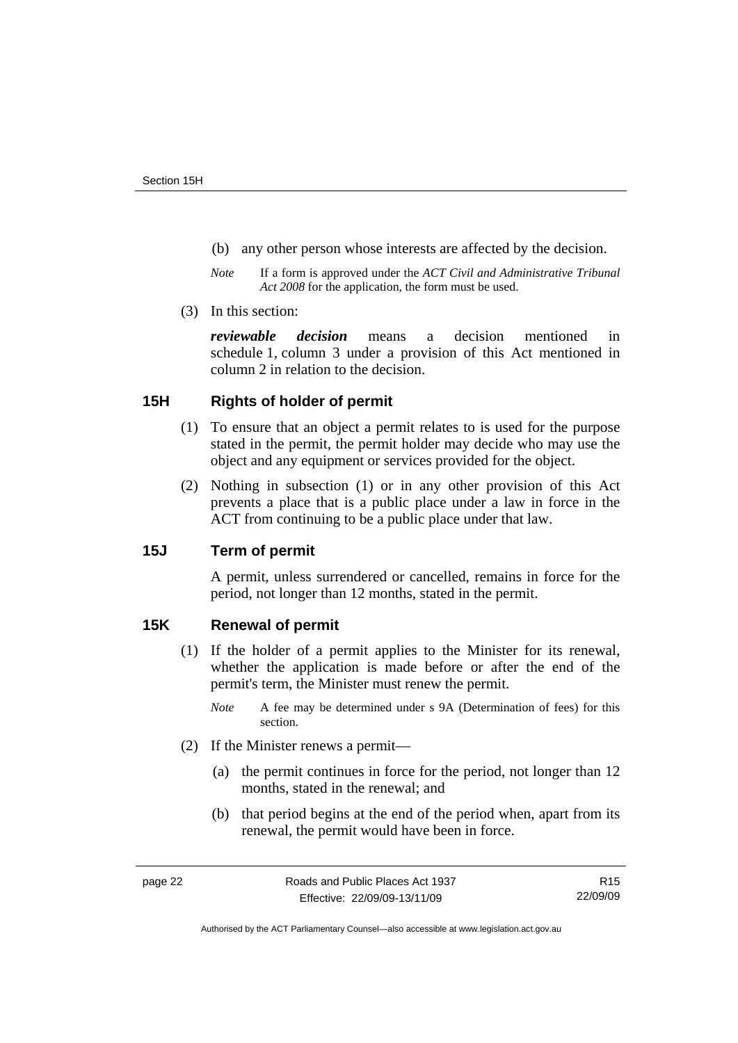(b) any other person whose interests are affected by the decision.

*Note* If a form is approved under the *ACT Civil and Administrative Tribunal Act 2008* for the application, the form must be used.

(3) In this section:

***reviewable decision*** means a decision mentioned in schedule 1, column 3 under a provision of this Act mentioned in column 2 in relation to the decision.

## 15H Rights of holder of permit

(1) To ensure that an object a permit relates to is used for the purpose stated in the permit, the permit holder may decide who may use the object and any equipment or services provided for the object.

(2) Nothing in subsection (1) or in any other provision of this Act prevents a place that is a public place under a law in force in the ACT from continuing to be a public place under that law.

## 15J Term of permit

A permit, unless surrendered or cancelled, remains in force for the period, not longer than 12 months, stated in the permit.

## 15K Renewal of permit

(1) If the holder of a permit applies to the Minister for its renewal, whether the application is made before or after the end of the permit's term, the Minister must renew the permit.

*Note* A fee may be determined under s 9A (Determination of fees) for this section.

(2) If the Minister renews a permit—

(a) the permit continues in force for the period, not longer than 12 months, stated in the renewal; and

(b) that period begins at the end of the period when, apart from its renewal, the permit would have been in force.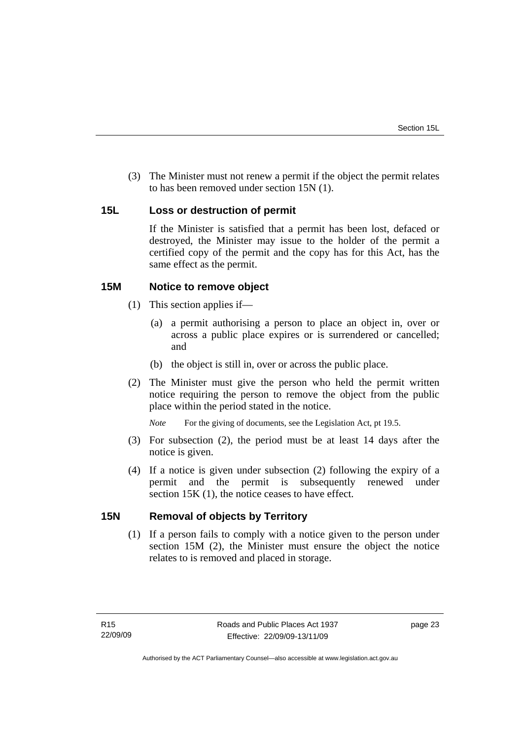(3) The Minister must not renew a permit if the object the permit relates to has been removed under section 15N (1).

### 15L Loss or destruction of permit

If the Minister is satisfied that a permit has been lost, defaced or destroyed, the Minister may issue to the holder of the permit a certified copy of the permit and the copy has for this Act, has the same effect as the permit.

### 15M Notice to remove object

(1) This section applies if—

(a) a permit authorising a person to place an object in, over or across a public place expires or is surrendered or cancelled; and

(b) the object is still in, over or across the public place.

(2) The Minister must give the person who held the permit written notice requiring the person to remove the object from the public place within the period stated in the notice.

*Note* For the giving of documents, see the Legislation Act, pt 19.5.

(3) For subsection (2), the period must be at least 14 days after the notice is given.

(4) If a notice is given under subsection (2) following the expiry of a permit and the permit is subsequently renewed under section 15K (1), the notice ceases to have effect.

### 15N Removal of objects by Territory

(1) If a person fails to comply with a notice given to the person under section 15M (2), the Minister must ensure the object the notice relates to is removed and placed in storage.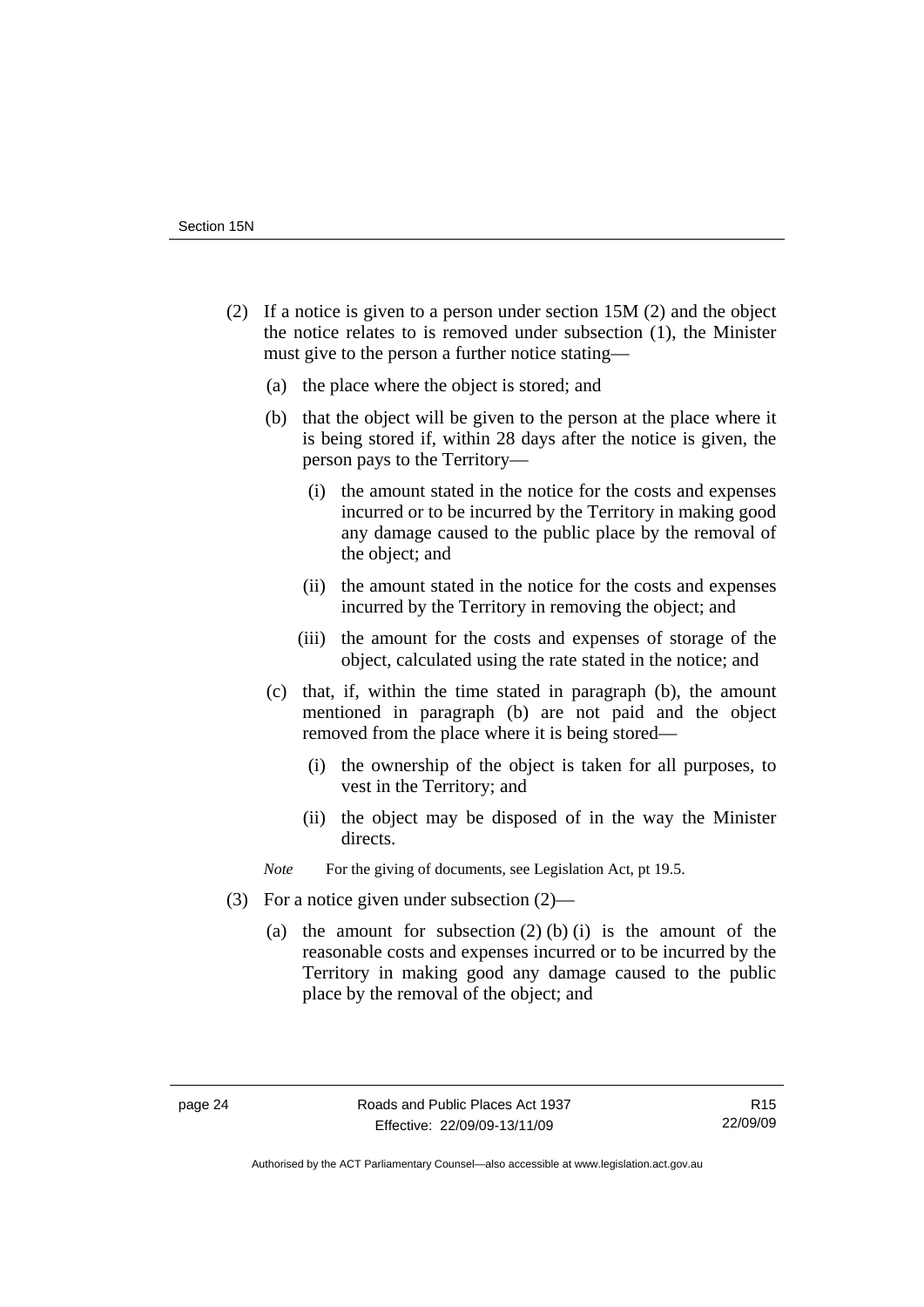(2) If a notice is given to a person under section 15M (2) and the object the notice relates to is removed under subsection (1), the Minister must give to the person a further notice stating—

(a) the place where the object is stored; and

(b) that the object will be given to the person at the place where it is being stored if, within 28 days after the notice is given, the person pays to the Territory—

(i) the amount stated in the notice for the costs and expenses incurred or to be incurred by the Territory in making good any damage caused to the public place by the removal of the object; and

(ii) the amount stated in the notice for the costs and expenses incurred by the Territory in removing the object; and

(iii) the amount for the costs and expenses of storage of the object, calculated using the rate stated in the notice; and

(c) that, if, within the time stated in paragraph (b), the amount mentioned in paragraph (b) are not paid and the object removed from the place where it is being stored—

(i) the ownership of the object is taken for all purposes, to vest in the Territory; and

(ii) the object may be disposed of in the way the Minister directs.

*Note* For the giving of documents, see Legislation Act, pt 19.5.

(3) For a notice given under subsection (2)—

(a) the amount for subsection (2) (b) (i) is the amount of the reasonable costs and expenses incurred or to be incurred by the Territory in making good any damage caused to the public place by the removal of the object; and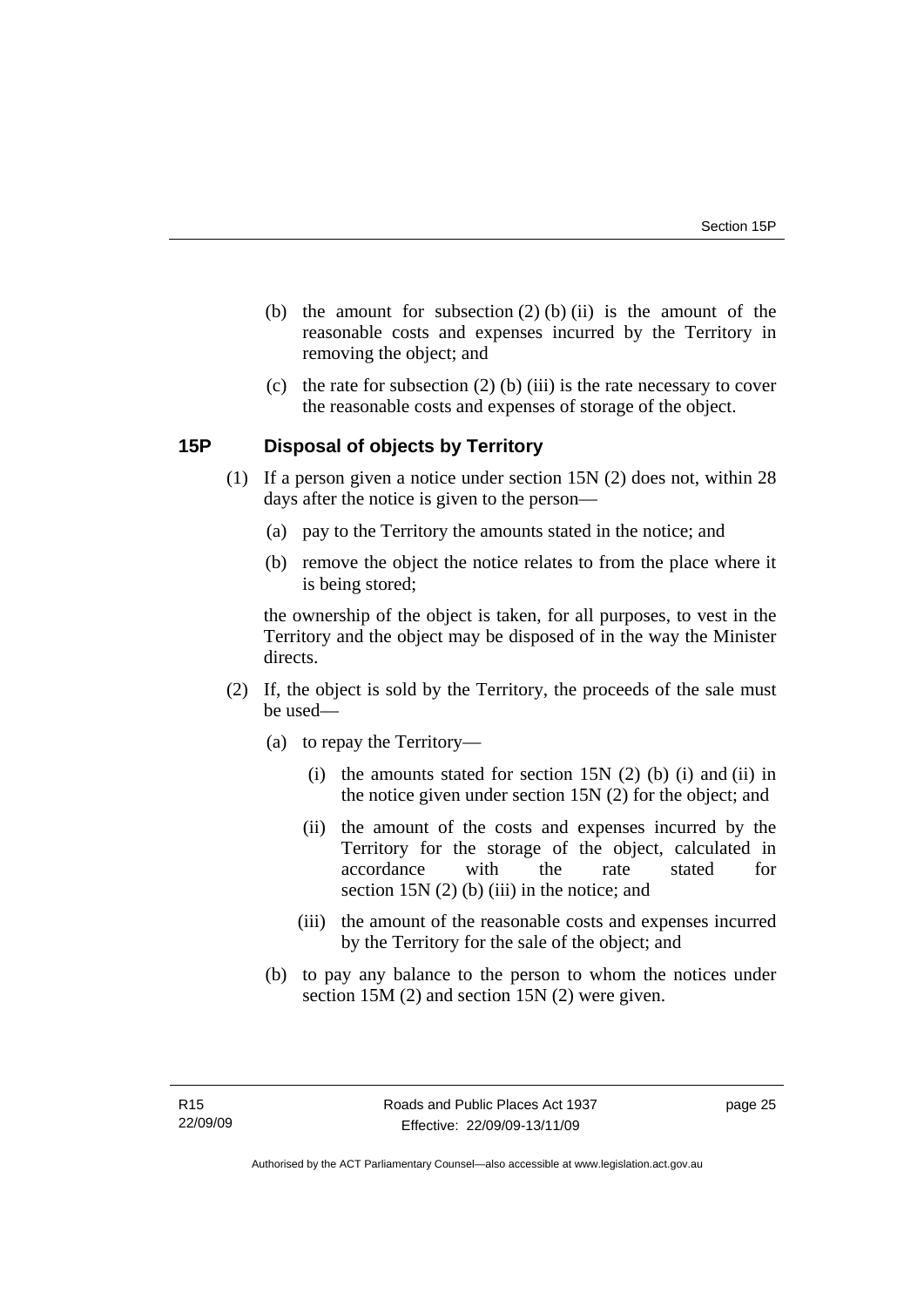(b) the amount for subsection (2) (b) (ii) is the amount of the reasonable costs and expenses incurred by the Territory in removing the object; and

(c) the rate for subsection (2) (b) (iii) is the rate necessary to cover the reasonable costs and expenses of storage of the object.

### 15P Disposal of objects by Territory

(1) If a person given a notice under section 15N (2) does not, within 28 days after the notice is given to the person—

(a) pay to the Territory the amounts stated in the notice; and

(b) remove the object the notice relates to from the place where it is being stored;

the ownership of the object is taken, for all purposes, to vest in the Territory and the object may be disposed of in the way the Minister directs.

(2) If, the object is sold by the Territory, the proceeds of the sale must be used—

(a) to repay the Territory—

(i) the amounts stated for section 15N (2) (b) (i) and (ii) in the notice given under section 15N (2) for the object; and

(ii) the amount of the costs and expenses incurred by the Territory for the storage of the object, calculated in accordance with the rate stated for section 15N (2) (b) (iii) in the notice; and

(iii) the amount of the reasonable costs and expenses incurred by the Territory for the sale of the object; and

(b) to pay any balance to the person to whom the notices under section 15M (2) and section 15N (2) were given.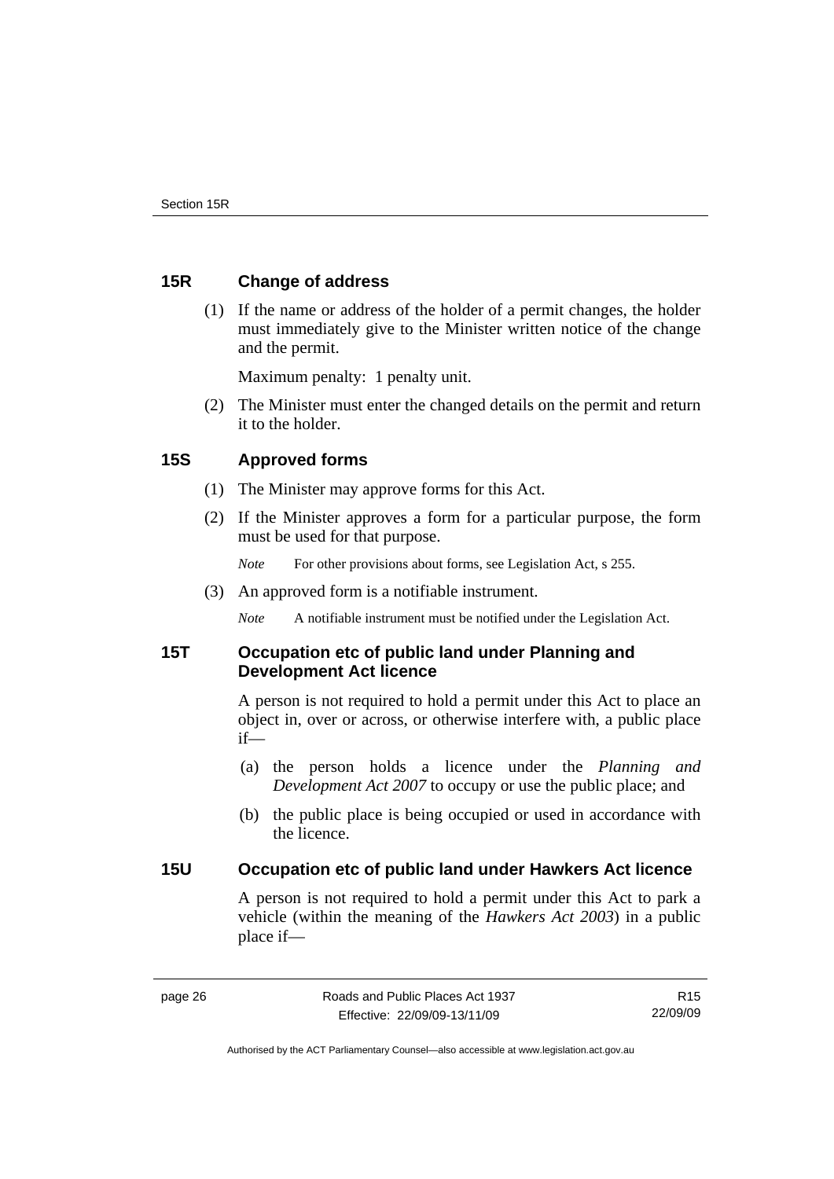## 15R Change of address

(1) If the name or address of the holder of a permit changes, the holder must immediately give to the Minister written notice of the change and the permit.

Maximum penalty: 1 penalty unit.

(2) The Minister must enter the changed details on the permit and return it to the holder.

## 15S Approved forms

(1) The Minister may approve forms for this Act.

(2) If the Minister approves a form for a particular purpose, the form must be used for that purpose.

*Note* For other provisions about forms, see Legislation Act, s 255.

(3) An approved form is a notifiable instrument.

*Note* A notifiable instrument must be notified under the Legislation Act.

## 15T Occupation etc of public land under Planning and Development Act licence

A person is not required to hold a permit under this Act to place an object in, over or across, or otherwise interfere with, a public place if—

(a) the person holds a licence under the *Planning and Development Act 2007* to occupy or use the public place; and

(b) the public place is being occupied or used in accordance with the licence.

## 15U Occupation etc of public land under Hawkers Act licence

A person is not required to hold a permit under this Act to park a vehicle (within the meaning of the *Hawkers Act 2003*) in a public place if—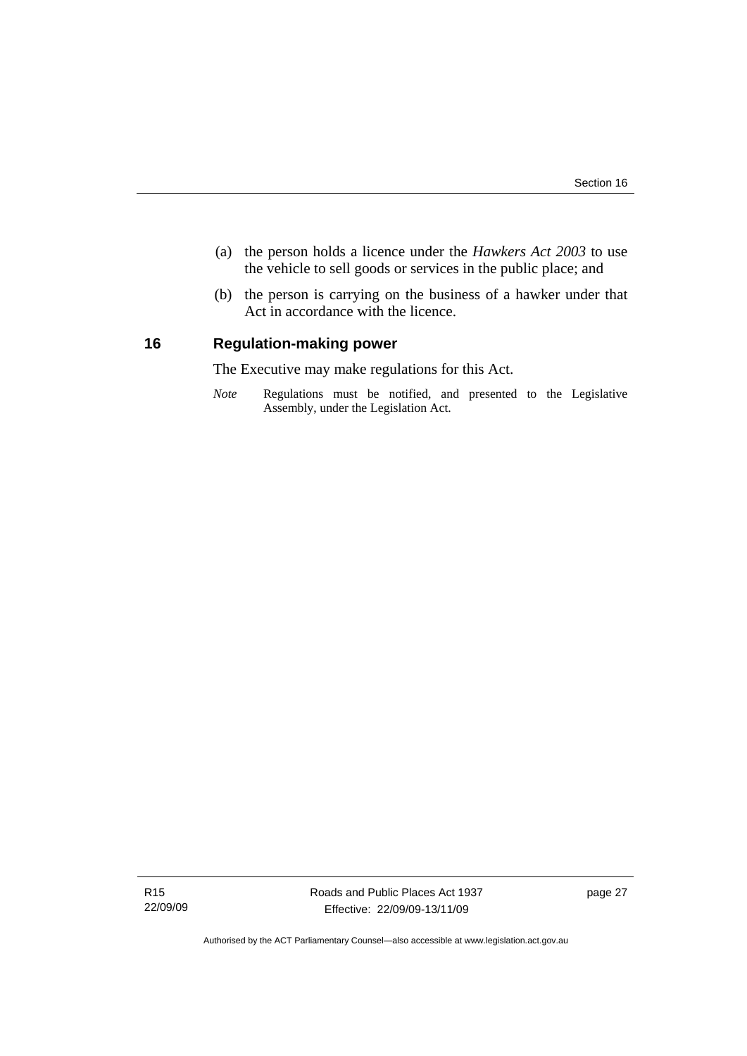(a) the person holds a licence under the *Hawkers Act 2003* to use the vehicle to sell goods or services in the public place; and

(b) the person is carrying on the business of a hawker under that Act in accordance with the licence.

## 16 Regulation-making power

The Executive may make regulations for this Act.

*Note* Regulations must be notified, and presented to the Legislative Assembly, under the Legislation Act.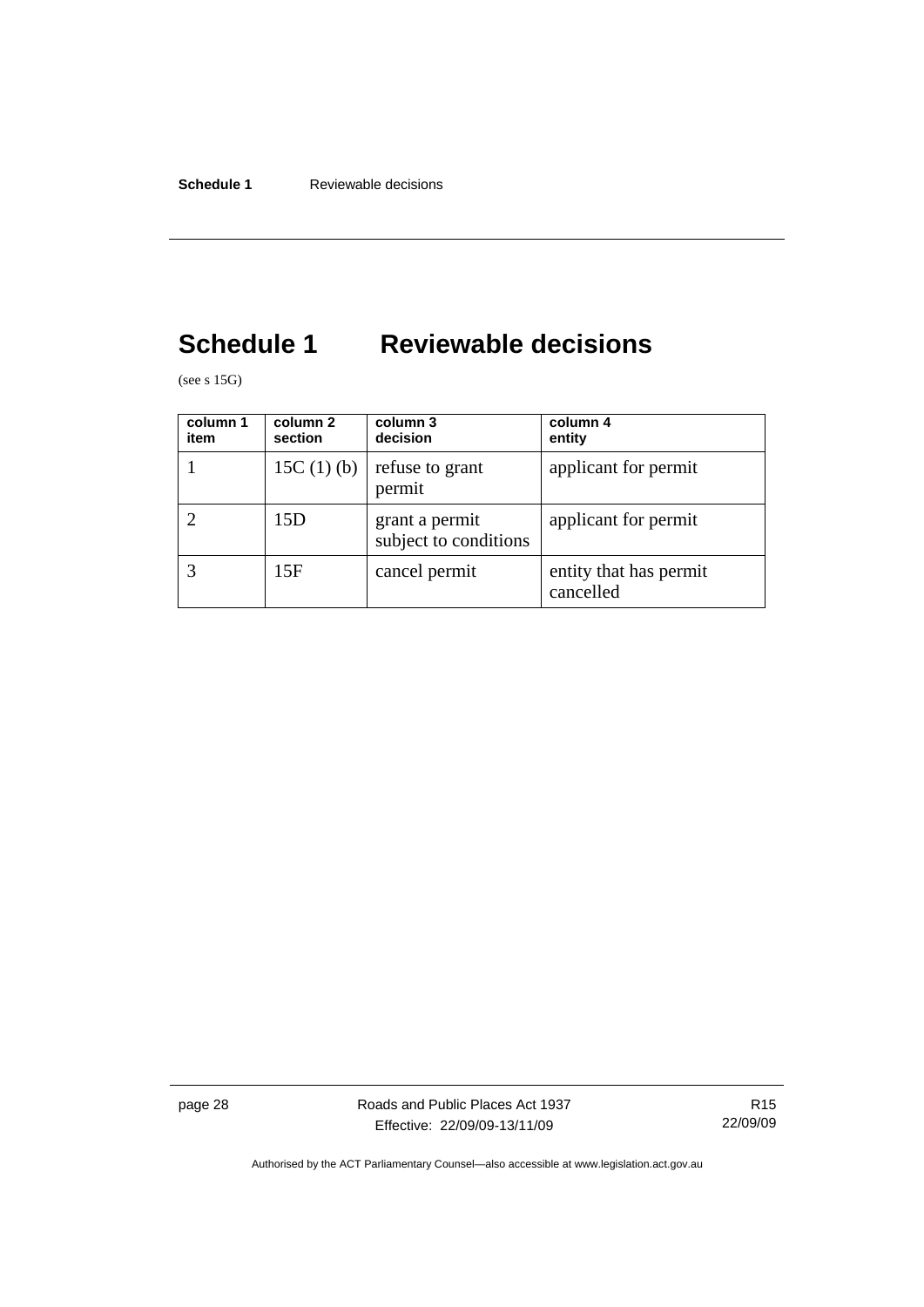# Schedule 1 Reviewable decisions

(see s 15G)

| column 1<br>item | column 2<br>section | column 3<br>decision | column 4<br>entity |
|---|---|---|---|
| 1 | 15C (1) (b) | refuse to grant permit | applicant for permit |
| 2 | 15D | grant a permit subject to conditions | applicant for permit |
| 3 | 15F | cancel permit | entity that has permit cancelled |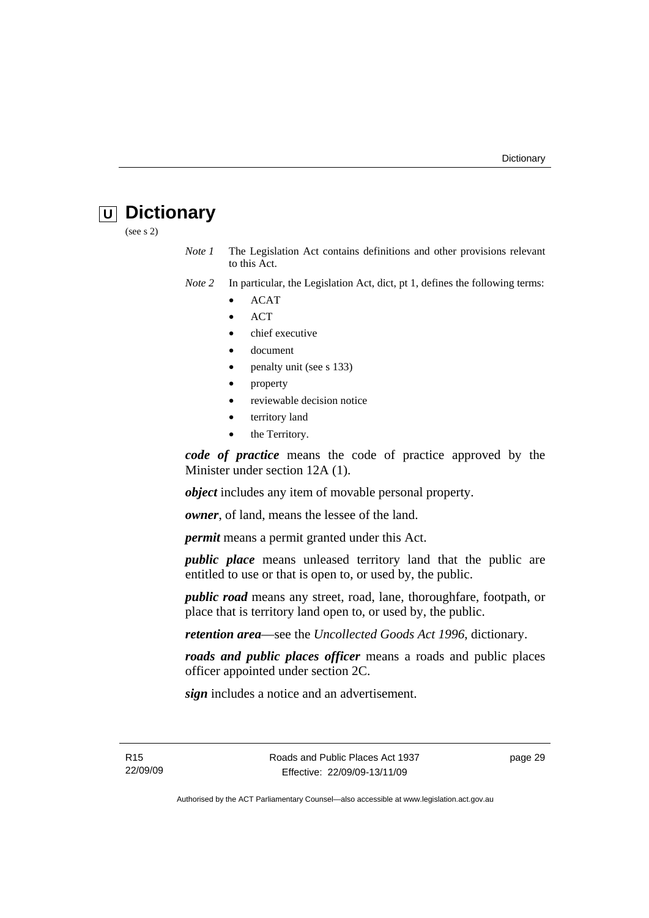# U Dictionary

(see s 2)

*Note 1* The Legislation Act contains definitions and other provisions relevant to this Act.

*Note 2* In particular, the Legislation Act, dict, pt 1, defines the following terms:

- ACAT
- ACT
- chief executive
- document
- penalty unit (see s 133)
- property
- reviewable decision notice
- territory land
- the Territory.

***code of practice*** means the code of practice approved by the Minister under section 12A (1).

***object*** includes any item of movable personal property.

***owner***, of land, means the lessee of the land.

***permit*** means a permit granted under this Act.

***public place*** means unleased territory land that the public are entitled to use or that is open to, or used by, the public.

***public road*** means any street, road, lane, thoroughfare, footpath, or place that is territory land open to, or used by, the public.

***retention area***—see the *Uncollected Goods Act 1996*, dictionary.

***roads and public places officer*** means a roads and public places officer appointed under section 2C.

***sign*** includes a notice and an advertisement.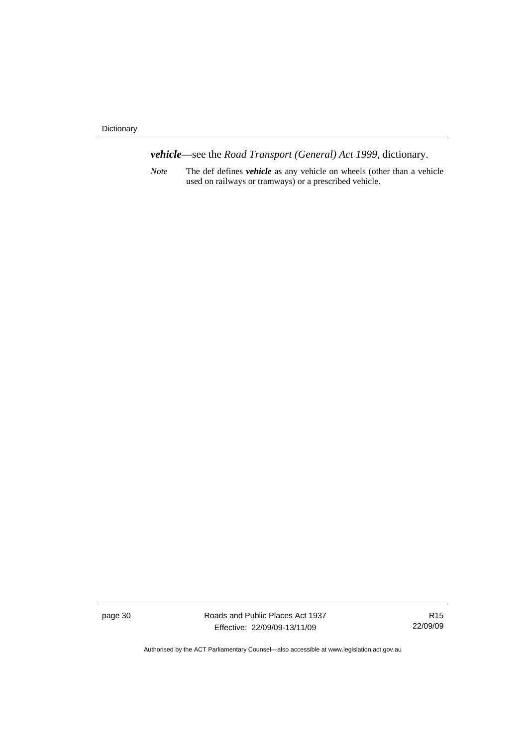***vehicle***—see the *Road Transport (General) Act 1999*, dictionary.

*Note* The def defines ***vehicle*** as any vehicle on wheels (other than a vehicle used on railways or tramways) or a prescribed vehicle.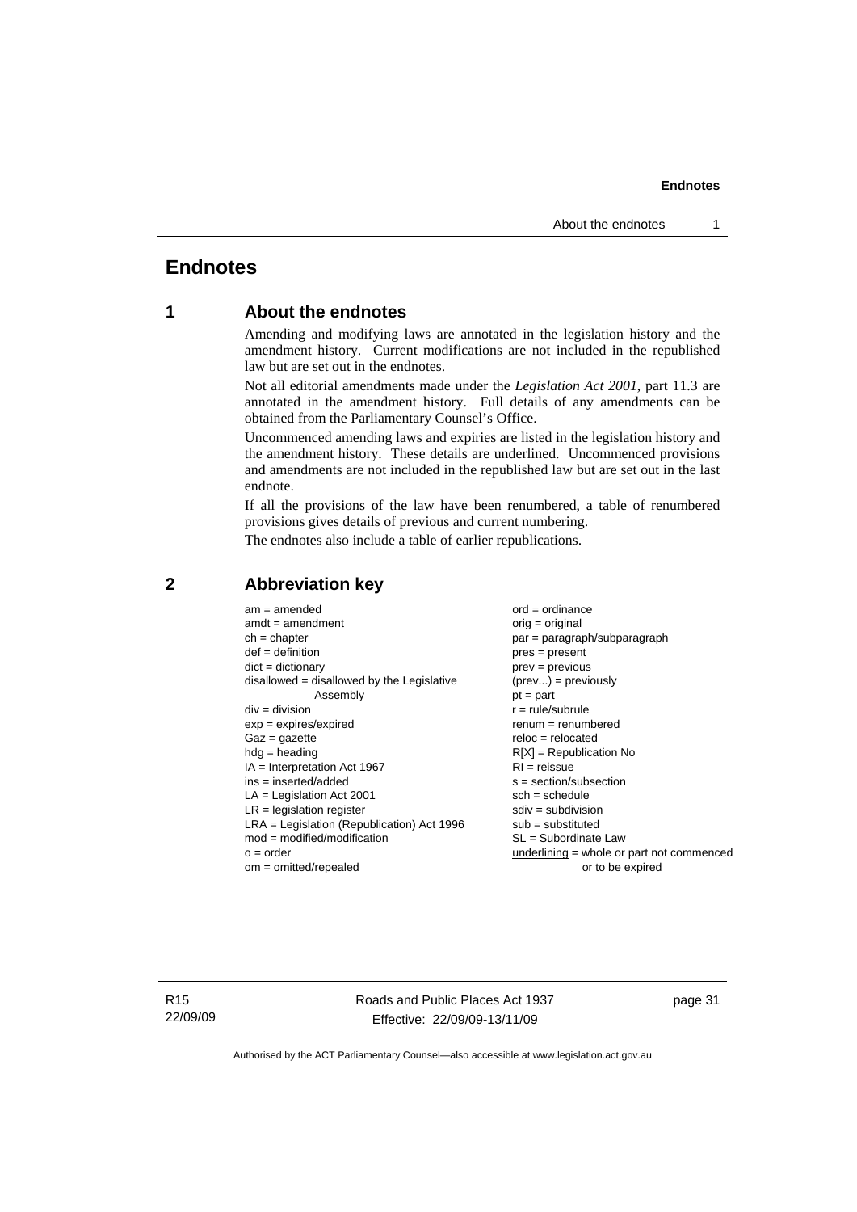# Endnotes

## 1 About the endnotes

Amending and modifying laws are annotated in the legislation history and the amendment history. Current modifications are not included in the republished law but are set out in the endnotes.

Not all editorial amendments made under the *Legislation Act 2001*, part 11.3 are annotated in the amendment history. Full details of any amendments can be obtained from the Parliamentary Counsel's Office.

Uncommenced amending laws and expiries are listed in the legislation history and the amendment history. These details are underlined. Uncommenced provisions and amendments are not included in the republished law but are set out in the last endnote.

If all the provisions of the law have been renumbered, a table of renumbered provisions gives details of previous and current numbering.

The endnotes also include a table of earlier republications.

## 2 Abbreviation key

am = amended
amdt = amendment
ch = chapter
def = definition
dict = dictionary
disallowed = disallowed by the Legislative Assembly
div = division
exp = expires/expired
Gaz = gazette
hdg = heading
IA = Interpretation Act 1967
ins = inserted/added
LA = Legislation Act 2001
LR = legislation register
LRA = Legislation (Republication) Act 1996
mod = modified/modification
o = order
om = omitted/repealed
ord = ordinance
orig = original
par = paragraph/subparagraph
pres = present
prev = previous
(prev...) = previously
pt = part
r = rule/subrule
renum = renumbered
reloc = relocated
R[X] = Republication No
RI = reissue
s = section/subsection
sch = schedule
sdiv = subdivision
sub = substituted
SL = Subordinate Law
underlining = whole or part not commenced or to be expired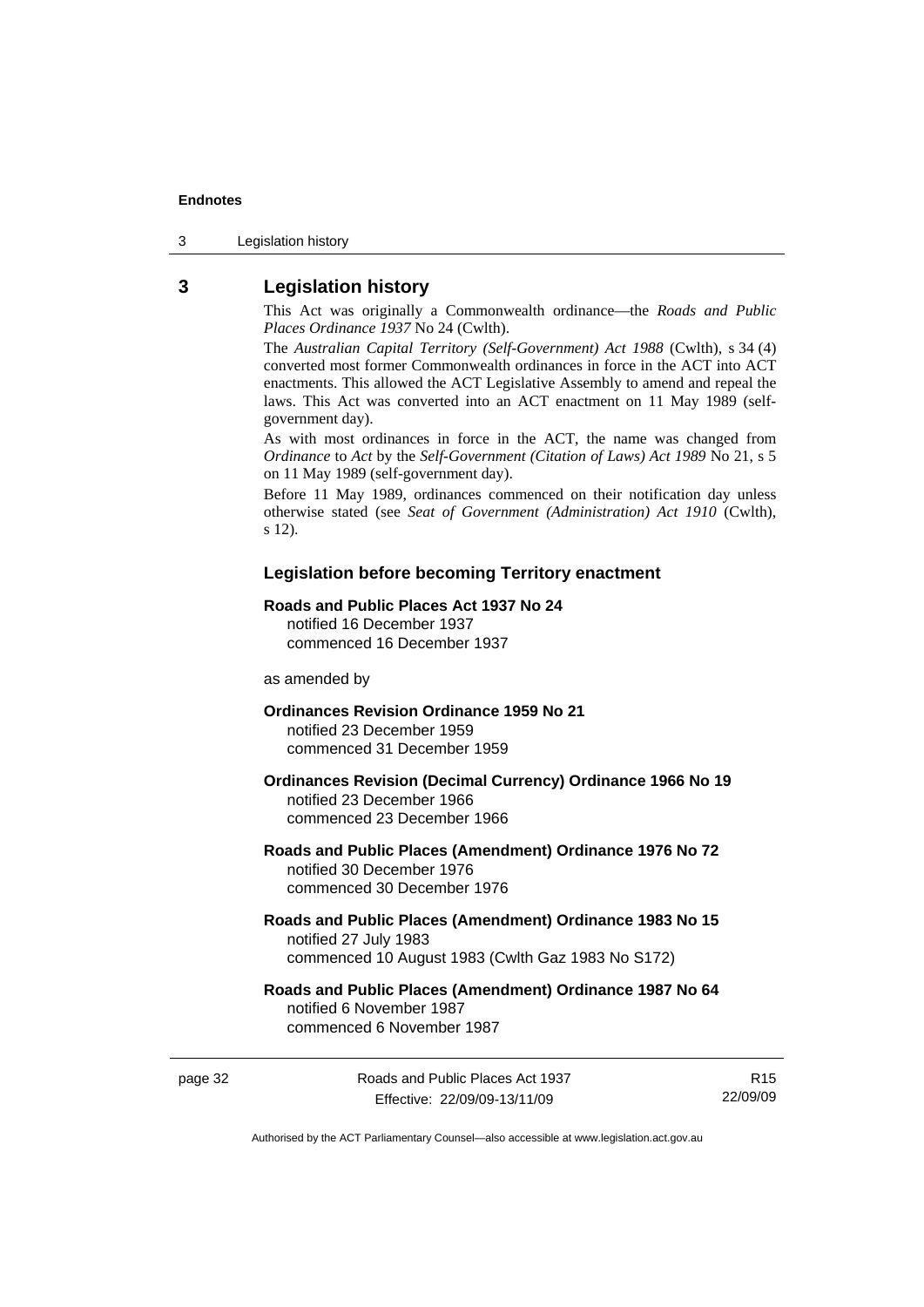## 3 Legislation history

This Act was originally a Commonwealth ordinance—the *Roads and Public Places Ordinance 1937* No 24 (Cwlth).

The *Australian Capital Territory (Self-Government) Act 1988* (Cwlth), s 34 (4) converted most former Commonwealth ordinances in force in the ACT into ACT enactments. This allowed the ACT Legislative Assembly to amend and repeal the laws. This Act was converted into an ACT enactment on 11 May 1989 (self-government day).

As with most ordinances in force in the ACT, the name was changed from *Ordinance* to *Act* by the *Self-Government (Citation of Laws) Act 1989* No 21, s 5 on 11 May 1989 (self-government day).

Before 11 May 1989, ordinances commenced on their notification day unless otherwise stated (see *Seat of Government (Administration) Act 1910* (Cwlth), s 12).

### Legislation before becoming Territory enactment

**Roads and Public Places Act 1937 No 24**
notified 16 December 1937
commenced 16 December 1937

as amended by

**Ordinances Revision Ordinance 1959 No 21**
notified 23 December 1959
commenced 31 December 1959

**Ordinances Revision (Decimal Currency) Ordinance 1966 No 19**
notified 23 December 1966
commenced 23 December 1966

**Roads and Public Places (Amendment) Ordinance 1976 No 72**
notified 30 December 1976
commenced 30 December 1976

**Roads and Public Places (Amendment) Ordinance 1983 No 15**
notified 27 July 1983
commenced 10 August 1983 (Cwlth Gaz 1983 No S172)

**Roads and Public Places (Amendment) Ordinance 1987 No 64**
notified 6 November 1987
commenced 6 November 1987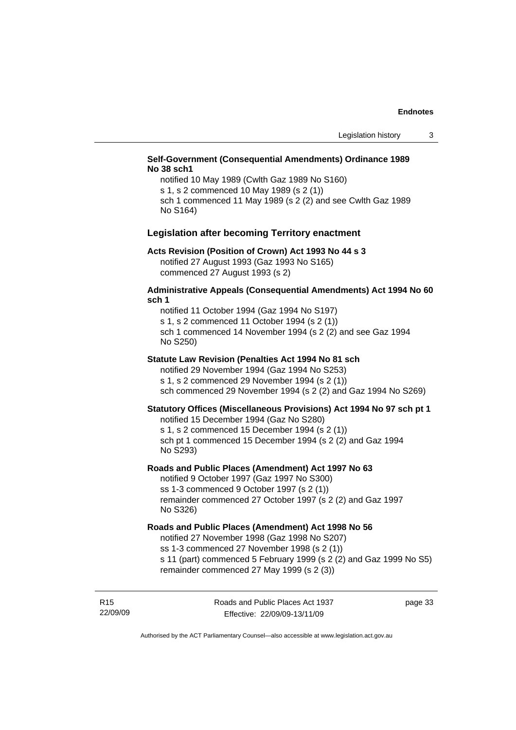**Self-Government (Consequential Amendments) Ordinance 1989 No 38 sch1**

notified 10 May 1989 (Cwlth Gaz 1989 No S160)
s 1, s 2 commenced 10 May 1989 (s 2 (1))
sch 1 commenced 11 May 1989 (s 2 (2) and see Cwlth Gaz 1989 No S164)

### Legislation after becoming Territory enactment

**Acts Revision (Position of Crown) Act 1993 No 44 s 3**

notified 27 August 1993 (Gaz 1993 No S165)
commenced 27 August 1993 (s 2)

**Administrative Appeals (Consequential Amendments) Act 1994 No 60 sch 1**

notified 11 October 1994 (Gaz 1994 No S197)
s 1, s 2 commenced 11 October 1994 (s 2 (1))
sch 1 commenced 14 November 1994 (s 2 (2) and see Gaz 1994 No S250)

**Statute Law Revision (Penalties Act 1994 No 81 sch**

notified 29 November 1994 (Gaz 1994 No S253)
s 1, s 2 commenced 29 November 1994 (s 2 (1))
sch commenced 29 November 1994 (s 2 (2) and Gaz 1994 No S269)

**Statutory Offices (Miscellaneous Provisions) Act 1994 No 97 sch pt 1**

notified 15 December 1994 (Gaz No S280)
s 1, s 2 commenced 15 December 1994 (s 2 (1))
sch pt 1 commenced 15 December 1994 (s 2 (2) and Gaz 1994 No S293)

**Roads and Public Places (Amendment) Act 1997 No 63**

notified 9 October 1997 (Gaz 1997 No S300)
ss 1-3 commenced 9 October 1997 (s 2 (1))
remainder commenced 27 October 1997 (s 2 (2) and Gaz 1997 No S326)

**Roads and Public Places (Amendment) Act 1998 No 56**

notified 27 November 1998 (Gaz 1998 No S207)
ss 1-3 commenced 27 November 1998 (s 2 (1))
s 11 (part) commenced 5 February 1999 (s 2 (2) and Gaz 1999 No S5)
remainder commenced 27 May 1999 (s 2 (3))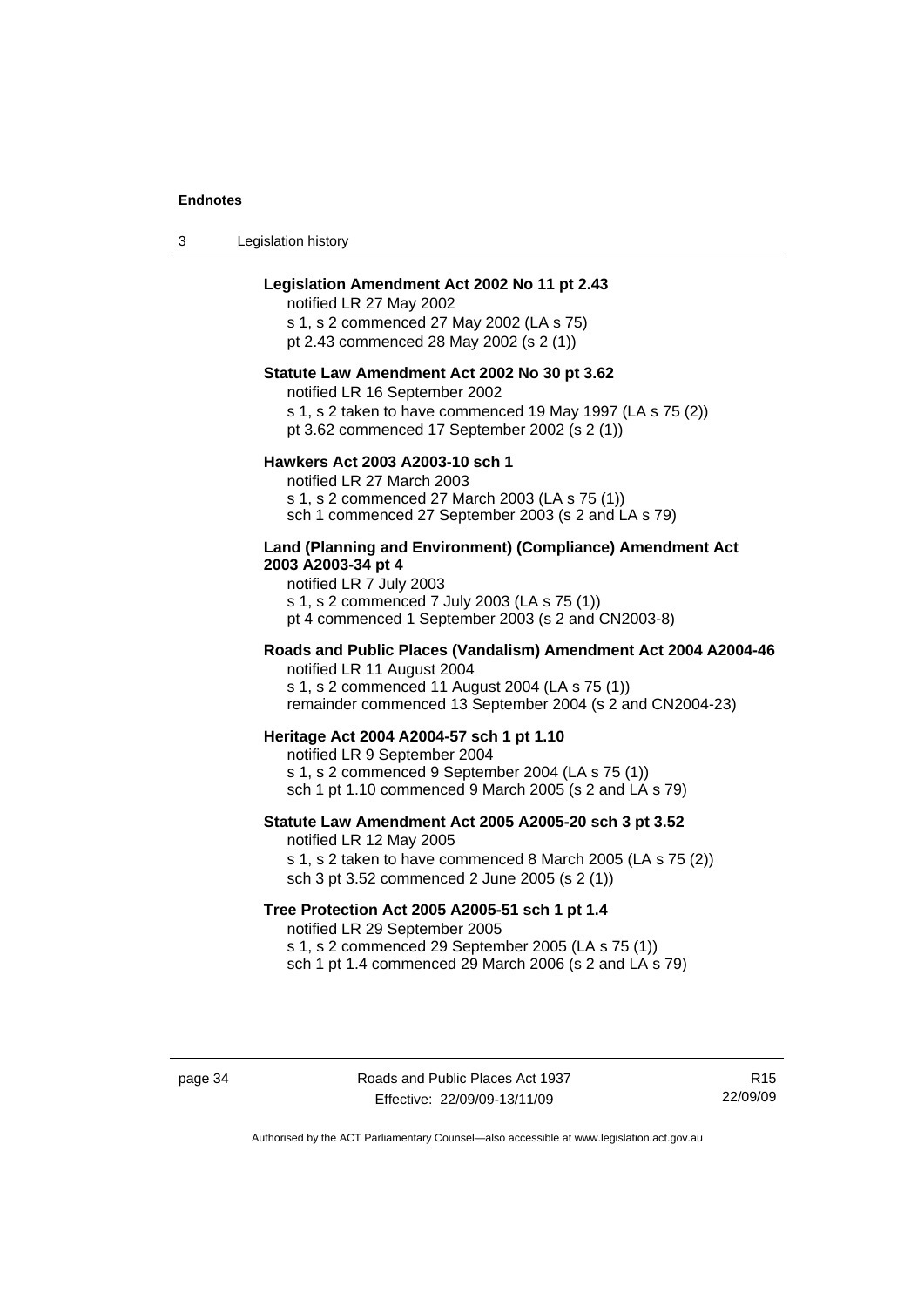**Legislation Amendment Act 2002 No 11 pt 2.43**

notified LR 27 May 2002
s 1, s 2 commenced 27 May 2002 (LA s 75)
pt 2.43 commenced 28 May 2002 (s 2 (1))

**Statute Law Amendment Act 2002 No 30 pt 3.62**

notified LR 16 September 2002
s 1, s 2 taken to have commenced 19 May 1997 (LA s 75 (2))
pt 3.62 commenced 17 September 2002 (s 2 (1))

**Hawkers Act 2003 A2003-10 sch 1**

notified LR 27 March 2003
s 1, s 2 commenced 27 March 2003 (LA s 75 (1))
sch 1 commenced 27 September 2003 (s 2 and LA s 79)

**Land (Planning and Environment) (Compliance) Amendment Act 2003 A2003-34 pt 4**

notified LR 7 July 2003
s 1, s 2 commenced 7 July 2003 (LA s 75 (1))
pt 4 commenced 1 September 2003 (s 2 and CN2003-8)

**Roads and Public Places (Vandalism) Amendment Act 2004 A2004-46**

notified LR 11 August 2004
s 1, s 2 commenced 11 August 2004 (LA s 75 (1))
remainder commenced 13 September 2004 (s 2 and CN2004-23)

**Heritage Act 2004 A2004-57 sch 1 pt 1.10**

notified LR 9 September 2004
s 1, s 2 commenced 9 September 2004 (LA s 75 (1))
sch 1 pt 1.10 commenced 9 March 2005 (s 2 and LA s 79)

**Statute Law Amendment Act 2005 A2005-20 sch 3 pt 3.52**

notified LR 12 May 2005
s 1, s 2 taken to have commenced 8 March 2005 (LA s 75 (2))
sch 3 pt 3.52 commenced 2 June 2005 (s 2 (1))

**Tree Protection Act 2005 A2005-51 sch 1 pt 1.4**

notified LR 29 September 2005
s 1, s 2 commenced 29 September 2005 (LA s 75 (1))
sch 1 pt 1.4 commenced 29 March 2006 (s 2 and LA s 79)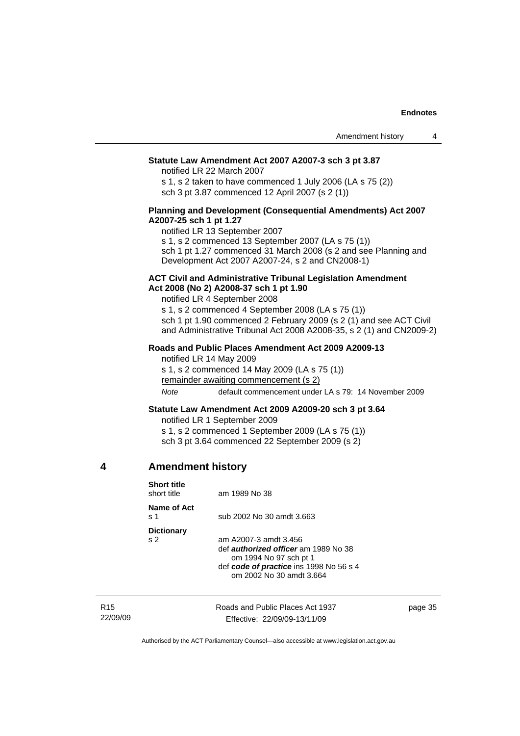**Statute Law Amendment Act 2007 A2007-3 sch 3 pt 3.87**

notified LR 22 March 2007

s 1, s 2 taken to have commenced 1 July 2006 (LA s 75 (2))

sch 3 pt 3.87 commenced 12 April 2007 (s 2 (1))

**Planning and Development (Consequential Amendments) Act 2007 A2007-25 sch 1 pt 1.27**

notified LR 13 September 2007

s 1, s 2 commenced 13 September 2007 (LA s 75 (1))

sch 1 pt 1.27 commenced 31 March 2008 (s 2 and see Planning and Development Act 2007 A2007-24, s 2 and CN2008-1)

**ACT Civil and Administrative Tribunal Legislation Amendment Act 2008 (No 2) A2008-37 sch 1 pt 1.90**

notified LR 4 September 2008

s 1, s 2 commenced 4 September 2008 (LA s 75 (1))

sch 1 pt 1.90 commenced 2 February 2009 (s 2 (1) and see ACT Civil and Administrative Tribunal Act 2008 A2008-35, s 2 (1) and CN2009-2)

**Roads and Public Places Amendment Act 2009 A2009-13**

notified LR 14 May 2009

s 1, s 2 commenced 14 May 2009 (LA s 75 (1))

remainder awaiting commencement (s 2)

*Note* default commencement under LA s 79: 14 November 2009

**Statute Law Amendment Act 2009 A2009-20 sch 3 pt 3.64**

notified LR 1 September 2009

s 1, s 2 commenced 1 September 2009 (LA s 75 (1))

sch 3 pt 3.64 commenced 22 September 2009 (s 2)

## 4 Amendment history

**Short title**

short title — am 1989 No 38

**Name of Act**

s 1 — sub 2002 No 30 amdt 3.663

**Dictionary**

s 2 — am A2007-3 amdt 3.456

def ***authorized officer*** am 1989 No 38
om 1994 No 97 sch pt 1

def ***code of practice*** ins 1998 No 56 s 4
om 2002 No 30 amdt 3.664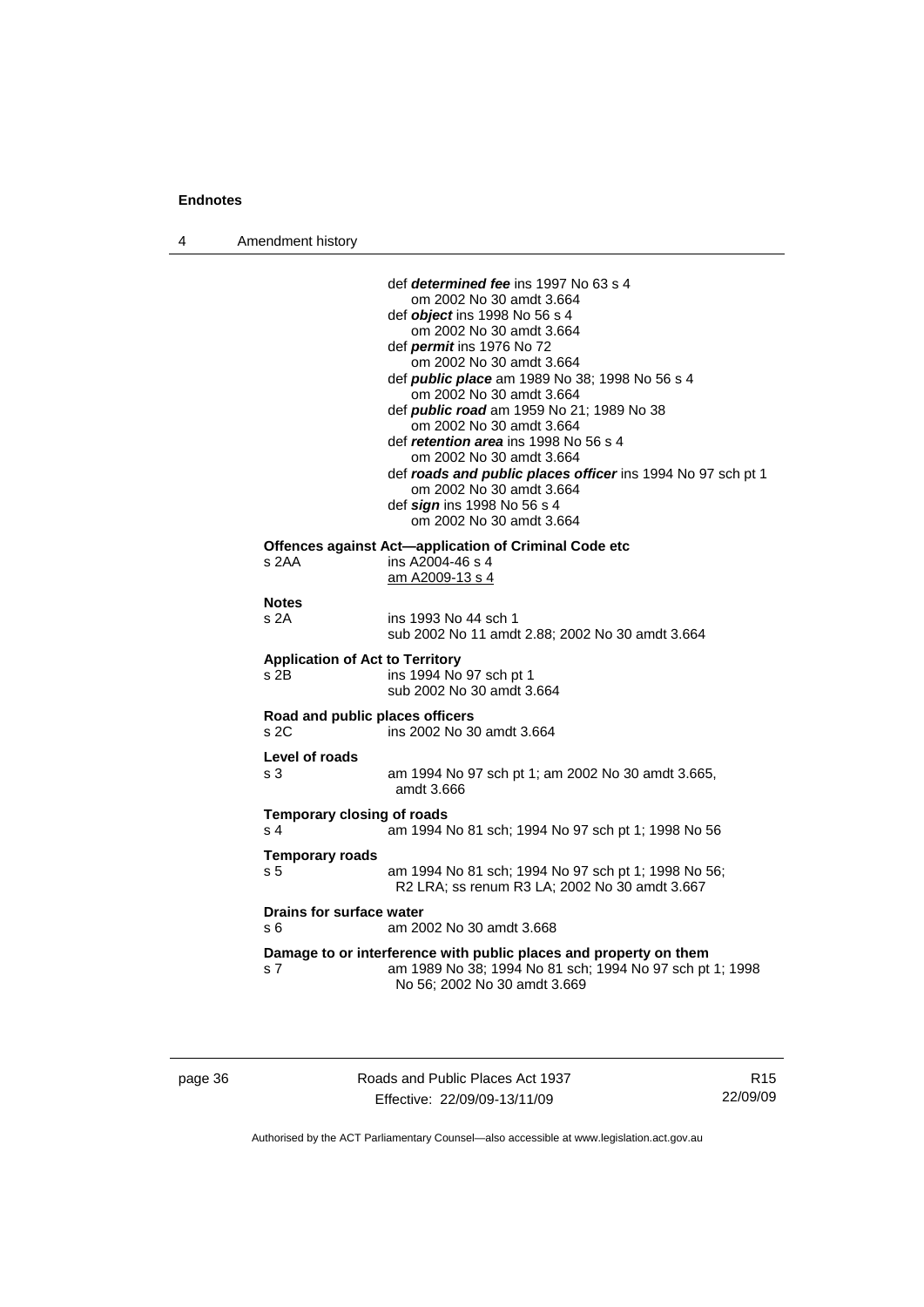def ***determined fee*** ins 1997 No 63 s 4
om 2002 No 30 amdt 3.664

def ***object*** ins 1998 No 56 s 4
om 2002 No 30 amdt 3.664

def ***permit*** ins 1976 No 72
om 2002 No 30 amdt 3.664

def ***public place*** am 1989 No 38; 1998 No 56 s 4
om 2002 No 30 amdt 3.664

def ***public road*** am 1959 No 21; 1989 No 38
om 2002 No 30 amdt 3.664

def ***retention area*** ins 1998 No 56 s 4
om 2002 No 30 amdt 3.664

def ***roads and public places officer*** ins 1994 No 97 sch pt 1
om 2002 No 30 amdt 3.664

def ***sign*** ins 1998 No 56 s 4
om 2002 No 30 amdt 3.664

**Offences against Act—application of Criminal Code etc**
s 2AA ins A2004-46 s 4
am A2009-13 s 4

**Notes**
s 2A ins 1993 No 44 sch 1
sub 2002 No 11 amdt 2.88; 2002 No 30 amdt 3.664

**Application of Act to Territory**
s 2B ins 1994 No 97 sch pt 1
sub 2002 No 30 amdt 3.664

**Road and public places officers**
s 2C ins 2002 No 30 amdt 3.664

**Level of roads**
s 3 am 1994 No 97 sch pt 1; am 2002 No 30 amdt 3.665, amdt 3.666

**Temporary closing of roads**
s 4 am 1994 No 81 sch; 1994 No 97 sch pt 1; 1998 No 56

**Temporary roads**
s 5 am 1994 No 81 sch; 1994 No 97 sch pt 1; 1998 No 56; R2 LRA; ss renum R3 LA; 2002 No 30 amdt 3.667

**Drains for surface water**
s 6 am 2002 No 30 amdt 3.668

**Damage to or interference with public places and property on them**
s 7 am 1989 No 38; 1994 No 81 sch; 1994 No 97 sch pt 1; 1998 No 56; 2002 No 30 amdt 3.669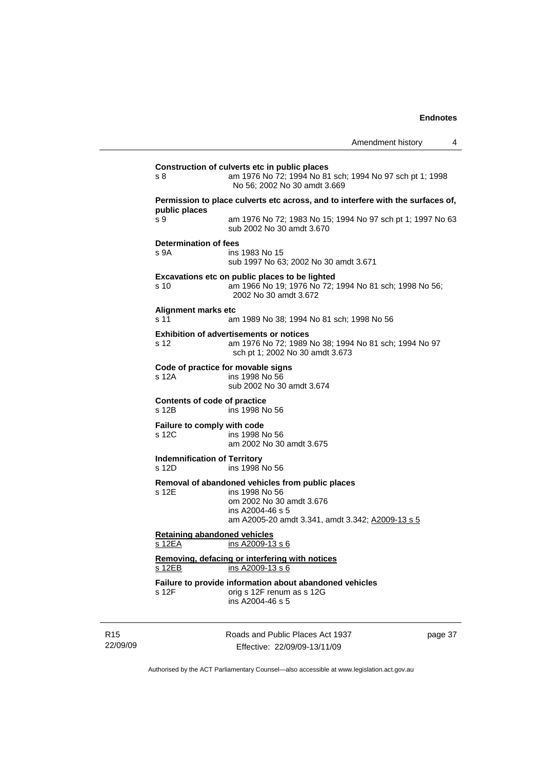**Construction of culverts etc in public places**

s 8 am 1976 No 72; 1994 No 81 sch; 1994 No 97 sch pt 1; 1998 No 56; 2002 No 30 amdt 3.669

**Permission to place culverts etc across, and to interfere with the surfaces of, public places**

s 9 am 1976 No 72; 1983 No 15; 1994 No 97 sch pt 1; 1997 No 63
sub 2002 No 30 amdt 3.670

**Determination of fees**

s 9A ins 1983 No 15
sub 1997 No 63; 2002 No 30 amdt 3.671

**Excavations etc on public places to be lighted**

s 10 am 1966 No 19; 1976 No 72; 1994 No 81 sch; 1998 No 56; 2002 No 30 amdt 3.672

**Alignment marks etc**

s 11 am 1989 No 38; 1994 No 81 sch; 1998 No 56

**Exhibition of advertisements or notices**

s 12 am 1976 No 72; 1989 No 38; 1994 No 81 sch; 1994 No 97 sch pt 1; 2002 No 30 amdt 3.673

**Code of practice for movable signs**

s 12A ins 1998 No 56
sub 2002 No 30 amdt 3.674

**Contents of code of practice**

s 12B ins 1998 No 56

**Failure to comply with code**

s 12C ins 1998 No 56
am 2002 No 30 amdt 3.675

**Indemnification of Territory**

s 12D ins 1998 No 56

**Removal of abandoned vehicles from public places**

s 12E ins 1998 No 56
om 2002 No 30 amdt 3.676
ins A2004-46 s 5
am A2005-20 amdt 3.341, amdt 3.342; A2009-13 s 5

**Retaining abandoned vehicles**

s 12EA ins A2009-13 s 6

**Removing, defacing or interfering with notices**

s 12EB ins A2009-13 s 6

**Failure to provide information about abandoned vehicles**

s 12F orig s 12F renum as s 12G
ins A2004-46 s 5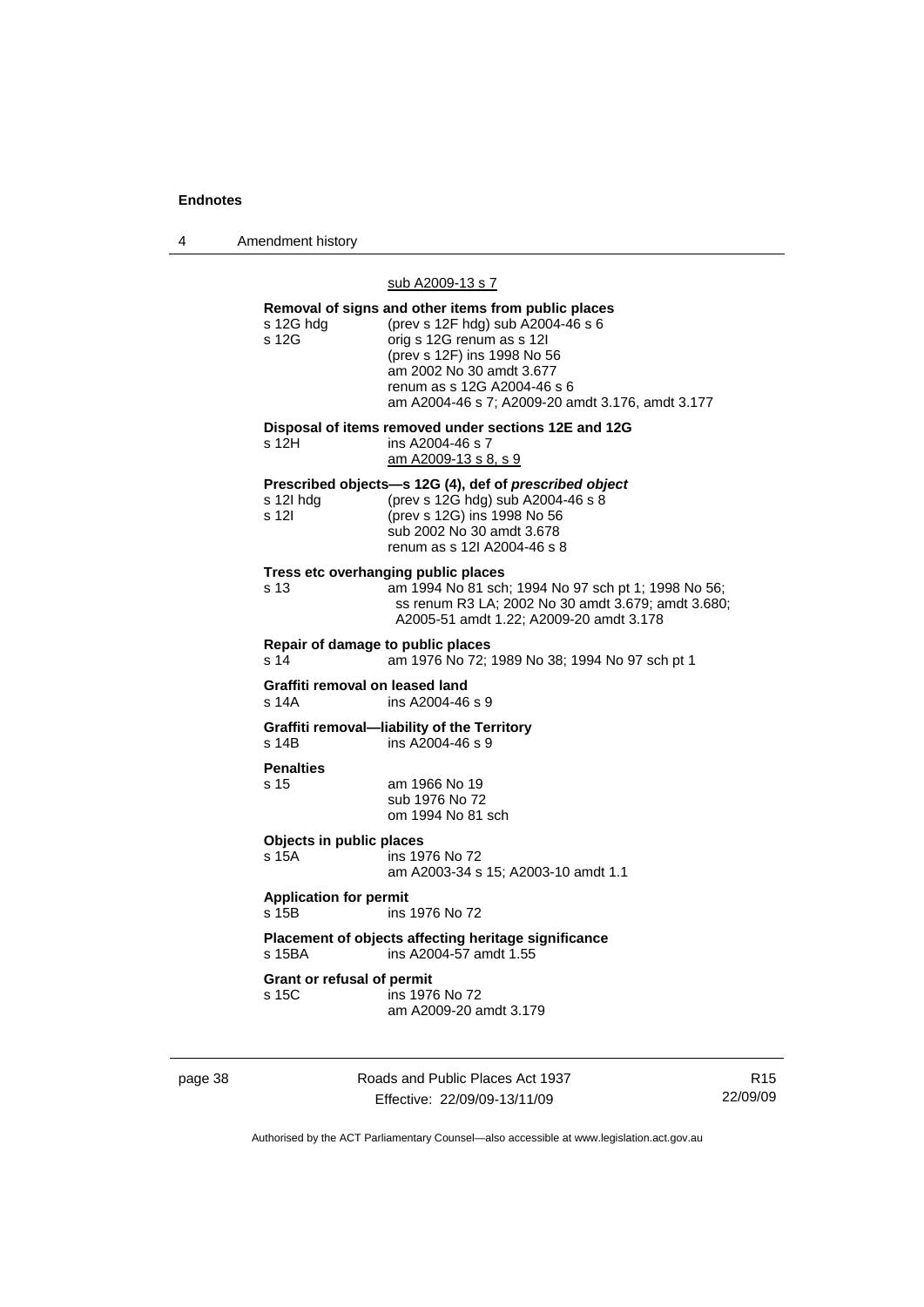sub A2009-13 s 7

**Removal of signs and other items from public places**

s 12G hdg (prev s 12F hdg) sub A2004-46 s 6
s 12G orig s 12G renum as s 12I
(prev s 12F) ins 1998 No 56
am 2002 No 30 amdt 3.677
renum as s 12G A2004-46 s 6
am A2004-46 s 7; A2009-20 amdt 3.176, amdt 3.177

**Disposal of items removed under sections 12E and 12G**

s 12H ins A2004-46 s 7
am A2009-13 s 8, s 9

**Prescribed objects—s 12G (4), def of *prescribed object***

s 12I hdg (prev s 12G hdg) sub A2004-46 s 8
s 12I (prev s 12G) ins 1998 No 56
sub 2002 No 30 amdt 3.678
renum as s 12I A2004-46 s 8

**Tress etc overhanging public places**

s 13 am 1994 No 81 sch; 1994 No 97 sch pt 1; 1998 No 56; ss renum R3 LA; 2002 No 30 amdt 3.679; amdt 3.680; A2005-51 amdt 1.22; A2009-20 amdt 3.178

**Repair of damage to public places**

s 14 am 1976 No 72; 1989 No 38; 1994 No 97 sch pt 1

**Graffiti removal on leased land**

s 14A ins A2004-46 s 9

**Graffiti removal—liability of the Territory**

s 14B ins A2004-46 s 9

**Penalties**

s 15 am 1966 No 19
sub 1976 No 72
om 1994 No 81 sch

**Objects in public places**

s 15A ins 1976 No 72
am A2003-34 s 15; A2003-10 amdt 1.1

**Application for permit**

s 15B ins 1976 No 72

**Placement of objects affecting heritage significance**

s 15BA ins A2004-57 amdt 1.55

**Grant or refusal of permit**

s 15C ins 1976 No 72
am A2009-20 amdt 3.179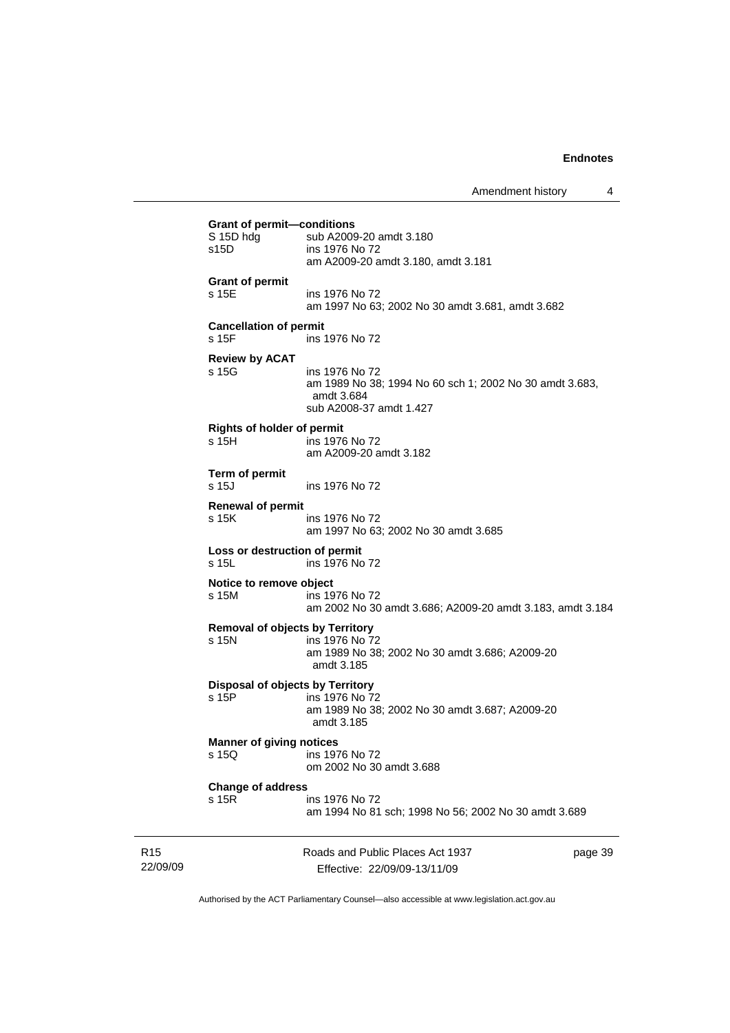**Grant of permit—conditions**

S 15D hdg sub A2009-20 amdt 3.180
s15D ins 1976 No 72
am A2009-20 amdt 3.180, amdt 3.181

**Grant of permit**

s 15E ins 1976 No 72
am 1997 No 63; 2002 No 30 amdt 3.681, amdt 3.682

**Cancellation of permit**

s 15F ins 1976 No 72

**Review by ACAT**

s 15G ins 1976 No 72
am 1989 No 38; 1994 No 60 sch 1; 2002 No 30 amdt 3.683, amdt 3.684
sub A2008-37 amdt 1.427

**Rights of holder of permit**

s 15H ins 1976 No 72
am A2009-20 amdt 3.182

**Term of permit**

s 15J ins 1976 No 72

**Renewal of permit**

s 15K ins 1976 No 72
am 1997 No 63; 2002 No 30 amdt 3.685

**Loss or destruction of permit**

s 15L ins 1976 No 72

**Notice to remove object**

s 15M ins 1976 No 72
am 2002 No 30 amdt 3.686; A2009-20 amdt 3.183, amdt 3.184

**Removal of objects by Territory**

s 15N ins 1976 No 72
am 1989 No 38; 2002 No 30 amdt 3.686; A2009-20 amdt 3.185

**Disposal of objects by Territory**

s 15P ins 1976 No 72
am 1989 No 38; 2002 No 30 amdt 3.687; A2009-20 amdt 3.185

**Manner of giving notices**

s 15Q ins 1976 No 72
om 2002 No 30 amdt 3.688

**Change of address**

s 15R ins 1976 No 72
am 1994 No 81 sch; 1998 No 56; 2002 No 30 amdt 3.689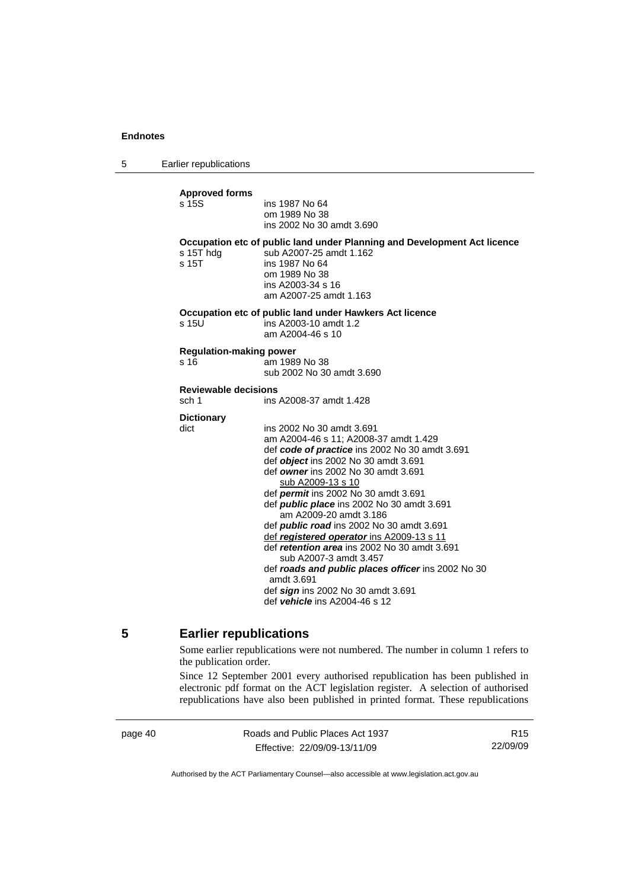**Approved forms**

s 15S ins 1987 No 64
om 1989 No 38
ins 2002 No 30 amdt 3.690

**Occupation etc of public land under Planning and Development Act licence**

s 15T hdg sub A2007-25 amdt 1.162
s 15T ins 1987 No 64
om 1989 No 38
ins A2003-34 s 16
am A2007-25 amdt 1.163

**Occupation etc of public land under Hawkers Act licence**

s 15U ins A2003-10 amdt 1.2
am A2004-46 s 10

**Regulation-making power**

s 16 am 1989 No 38
sub 2002 No 30 amdt 3.690

**Reviewable decisions**

sch 1 ins A2008-37 amdt 1.428

**Dictionary**

dict ins 2002 No 30 amdt 3.691
am A2004-46 s 11; A2008-37 amdt 1.429
def ***code of practice*** ins 2002 No 30 amdt 3.691
def ***object*** ins 2002 No 30 amdt 3.691
def ***owner*** ins 2002 No 30 amdt 3.691
sub A2009-13 s 10
def ***permit*** ins 2002 No 30 amdt 3.691
def ***public place*** ins 2002 No 30 amdt 3.691
am A2009-20 amdt 3.186
def ***public road*** ins 2002 No 30 amdt 3.691
def ***registered operator*** ins A2009-13 s 11
def ***retention area*** ins 2002 No 30 amdt 3.691
sub A2007-3 amdt 3.457
def ***roads and public places officer*** ins 2002 No 30 amdt 3.691
def ***sign*** ins 2002 No 30 amdt 3.691
def ***vehicle*** ins A2004-46 s 12

## 5 Earlier republications

Some earlier republications were not numbered. The number in column 1 refers to the publication order.

Since 12 September 2001 every authorised republication has been published in electronic pdf format on the ACT legislation register. A selection of authorised republications have also been published in printed format. These republications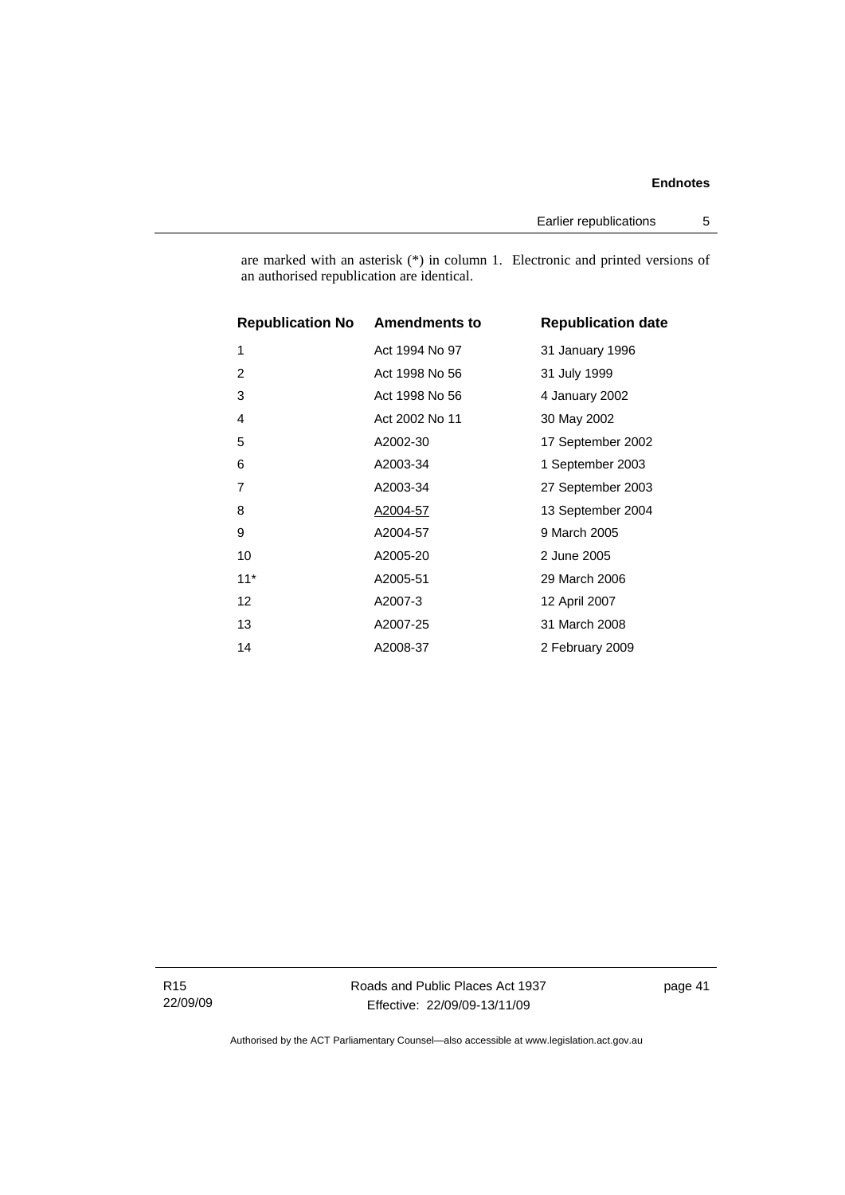are marked with an asterisk (*) in column 1. Electronic and printed versions of an authorised republication are identical.

| Republication No | Amendments to | Republication date |
|---|---|---|
| 1 | Act 1994 No 97 | 31 January 1996 |
| 2 | Act 1998 No 56 | 31 July 1999 |
| 3 | Act 1998 No 56 | 4 January 2002 |
| 4 | Act 2002 No 11 | 30 May 2002 |
| 5 | A2002-30 | 17 September 2002 |
| 6 | A2003-34 | 1 September 2003 |
| 7 | A2003-34 | 27 September 2003 |
| 8 | A2004-57 | 13 September 2004 |
| 9 | A2004-57 | 9 March 2005 |
| 10 | A2005-20 | 2 June 2005 |
| 11* | A2005-51 | 29 March 2006 |
| 12 | A2007-3 | 12 April 2007 |
| 13 | A2007-25 | 31 March 2008 |
| 14 | A2008-37 | 2 February 2009 |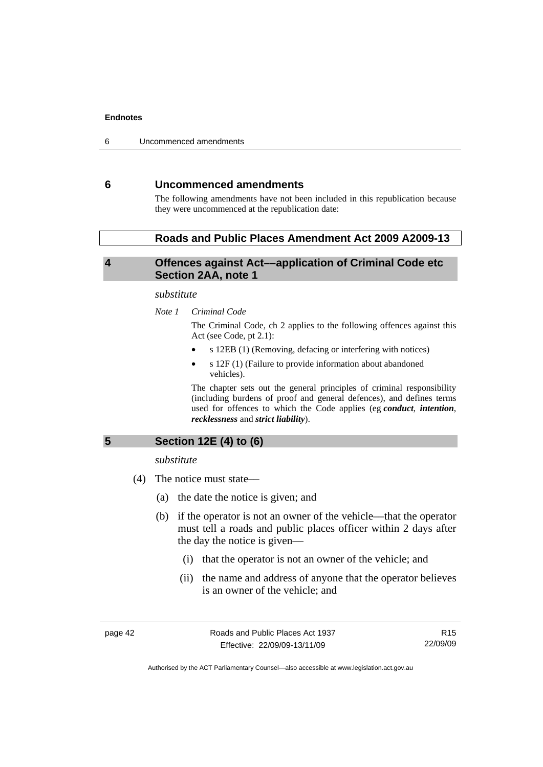## 6 Uncommenced amendments

The following amendments have not been included in this republication because they were uncommenced at the republication date:

### Roads and Public Places Amendment Act 2009 A2009-13

#### 4 Offences against Act––application of Criminal Code etc Section 2AA, note 1

*substitute*

*Note 1 Criminal Code*

The Criminal Code, ch 2 applies to the following offences against this Act (see Code, pt 2.1):

- s 12EB (1) (Removing, defacing or interfering with notices)
- s 12F (1) (Failure to provide information about abandoned vehicles).

The chapter sets out the general principles of criminal responsibility (including burdens of proof and general defences), and defines terms used for offences to which the Code applies (eg ***conduct***, ***intention***, ***recklessness*** and ***strict liability***).

#### 5 Section 12E (4) to (6)

*substitute*

(4) The notice must state—

(a) the date the notice is given; and

(b) if the operator is not an owner of the vehicle—that the operator must tell a roads and public places officer within 2 days after the day the notice is given—

(i) that the operator is not an owner of the vehicle; and

(ii) the name and address of anyone that the operator believes is an owner of the vehicle; and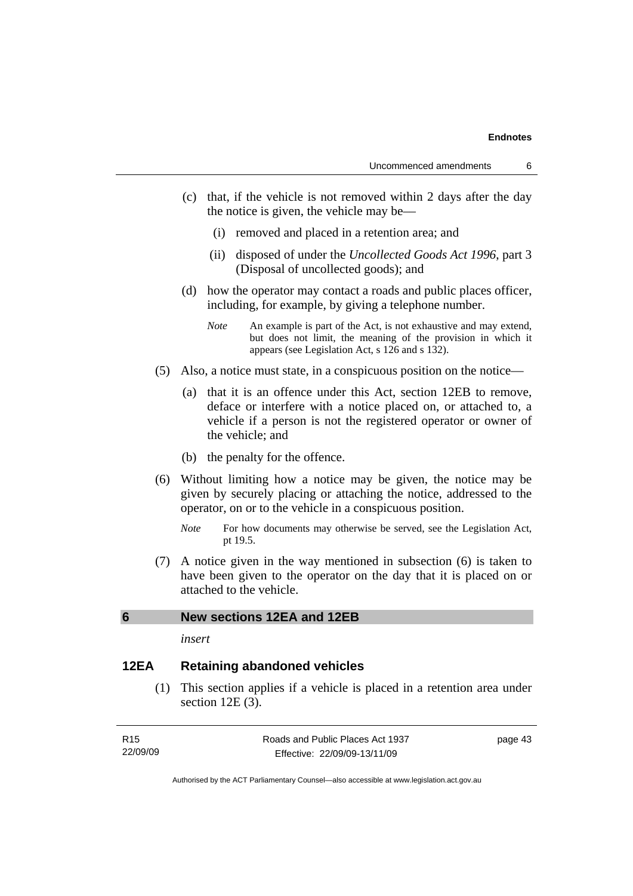(c) that, if the vehicle is not removed within 2 days after the day the notice is given, the vehicle may be—

  (i) removed and placed in a retention area; and

  (ii) disposed of under the *Uncollected Goods Act 1996*, part 3 (Disposal of uncollected goods); and

(d) how the operator may contact a roads and public places officer, including, for example, by giving a telephone number.

*Note* An example is part of the Act, is not exhaustive and may extend, but does not limit, the meaning of the provision in which it appears (see Legislation Act, s 126 and s 132).

(5) Also, a notice must state, in a conspicuous position on the notice—

  (a) that it is an offence under this Act, section 12EB to remove, deface or interfere with a notice placed on, or attached to, a vehicle if a person is not the registered operator or owner of the vehicle; and

  (b) the penalty for the offence.

(6) Without limiting how a notice may be given, the notice may be given by securely placing or attaching the notice, addressed to the operator, on or to the vehicle in a conspicuous position.

*Note* For how documents may otherwise be served, see the Legislation Act, pt 19.5.

(7) A notice given in the way mentioned in subsection (6) is taken to have been given to the operator on the day that it is placed on or attached to the vehicle.

## 6 New sections 12EA and 12EB

*insert*

### 12EA Retaining abandoned vehicles

(1) This section applies if a vehicle is placed in a retention area under section 12E (3).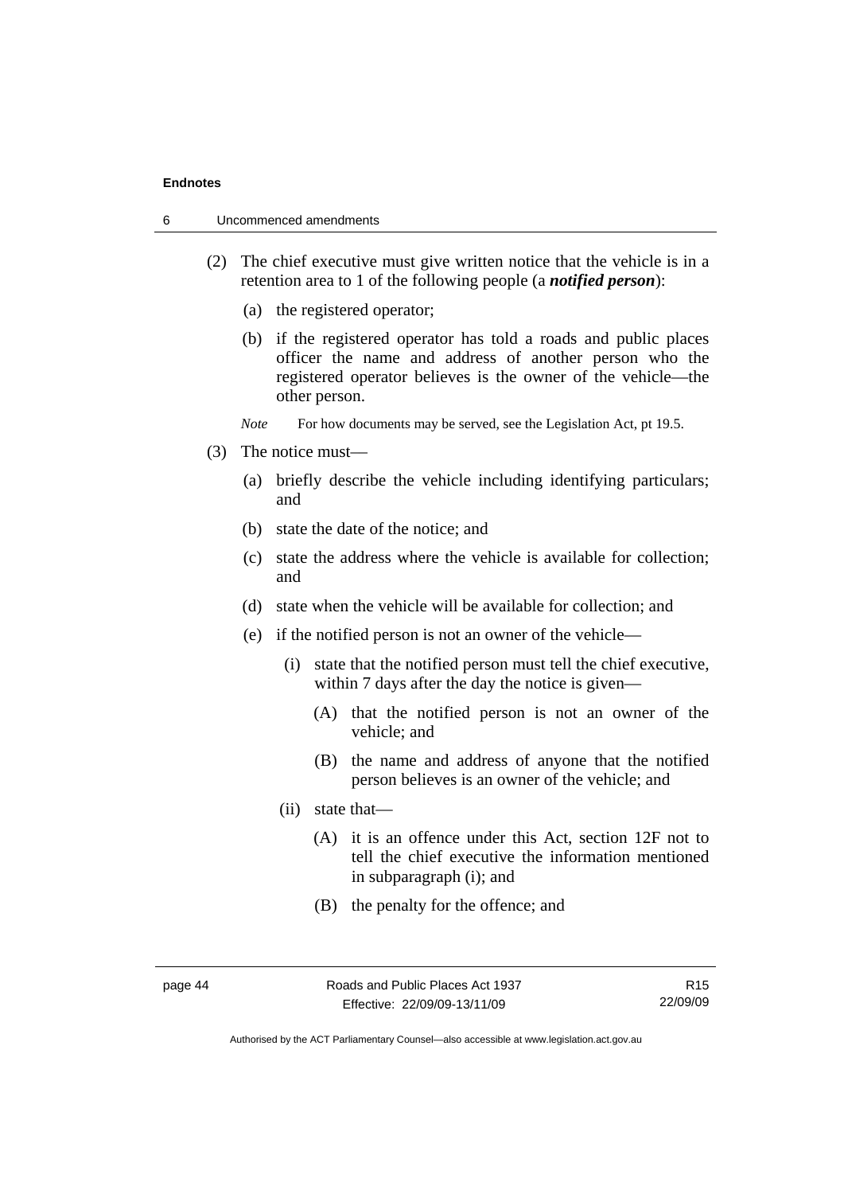(2) The chief executive must give written notice that the vehicle is in a retention area to 1 of the following people (a ***notified person***):

   (a) the registered operator;

   (b) if the registered operator has told a roads and public places officer the name and address of another person who the registered operator believes is the owner of the vehicle—the other person.

   *Note* For how documents may be served, see the Legislation Act, pt 19.5.

(3) The notice must—

   (a) briefly describe the vehicle including identifying particulars; and

   (b) state the date of the notice; and

   (c) state the address where the vehicle is available for collection; and

   (d) state when the vehicle will be available for collection; and

   (e) if the notified person is not an owner of the vehicle—

      (i) state that the notified person must tell the chief executive, within 7 days after the day the notice is given—

         (A) that the notified person is not an owner of the vehicle; and

         (B) the name and address of anyone that the notified person believes is an owner of the vehicle; and

      (ii) state that—

         (A) it is an offence under this Act, section 12F not to tell the chief executive the information mentioned in subparagraph (i); and

         (B) the penalty for the offence; and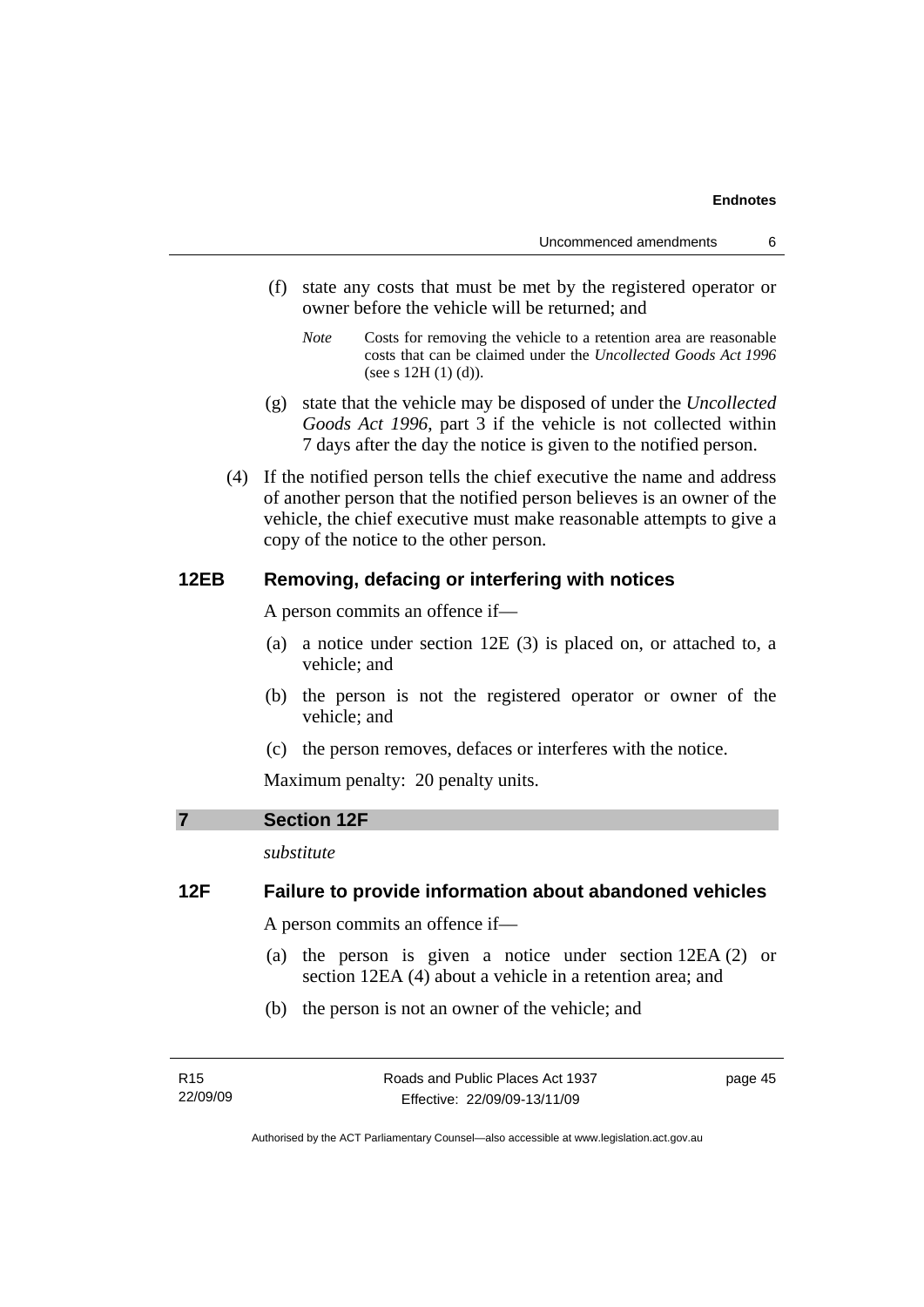(f) state any costs that must be met by the registered operator or owner before the vehicle will be returned; and

*Note* Costs for removing the vehicle to a retention area are reasonable costs that can be claimed under the *Uncollected Goods Act 1996* (see s 12H (1) (d)).

(g) state that the vehicle may be disposed of under the *Uncollected Goods Act 1996*, part 3 if the vehicle is not collected within 7 days after the day the notice is given to the notified person.

(4) If the notified person tells the chief executive the name and address of another person that the notified person believes is an owner of the vehicle, the chief executive must make reasonable attempts to give a copy of the notice to the other person.

### 12EB Removing, defacing or interfering with notices

A person commits an offence if—

(a) a notice under section 12E (3) is placed on, or attached to, a vehicle; and

(b) the person is not the registered operator or owner of the vehicle; and

(c) the person removes, defaces or interferes with the notice.

Maximum penalty: 20 penalty units.

## 7 Section 12F

*substitute*

### 12F Failure to provide information about abandoned vehicles

A person commits an offence if—

(a) the person is given a notice under section 12EA (2) or section 12EA (4) about a vehicle in a retention area; and

(b) the person is not an owner of the vehicle; and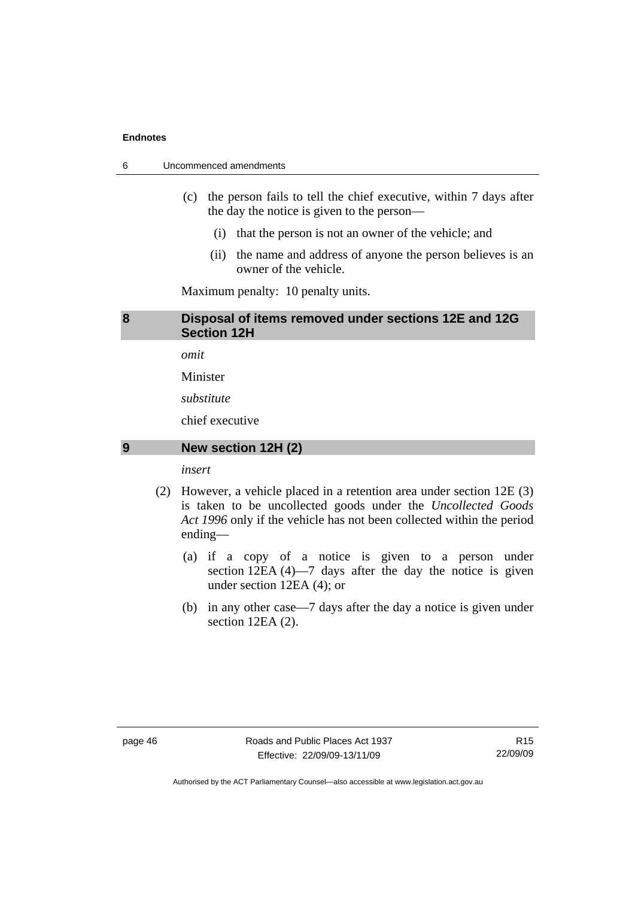(c) the person fails to tell the chief executive, within 7 days after the day the notice is given to the person—

(i) that the person is not an owner of the vehicle; and

(ii) the name and address of anyone the person believes is an owner of the vehicle.

Maximum penalty: 10 penalty units.

**8 Disposal of items removed under sections 12E and 12G Section 12H**

*omit*

Minister

*substitute*

chief executive

**9 New section 12H (2)**

*insert*

(2) However, a vehicle placed in a retention area under section 12E (3) is taken to be uncollected goods under the *Uncollected Goods Act 1996* only if the vehicle has not been collected within the period ending—

(a) if a copy of a notice is given to a person under section 12EA (4)—7 days after the day the notice is given under section 12EA (4); or

(b) in any other case—7 days after the day a notice is given under section 12EA (2).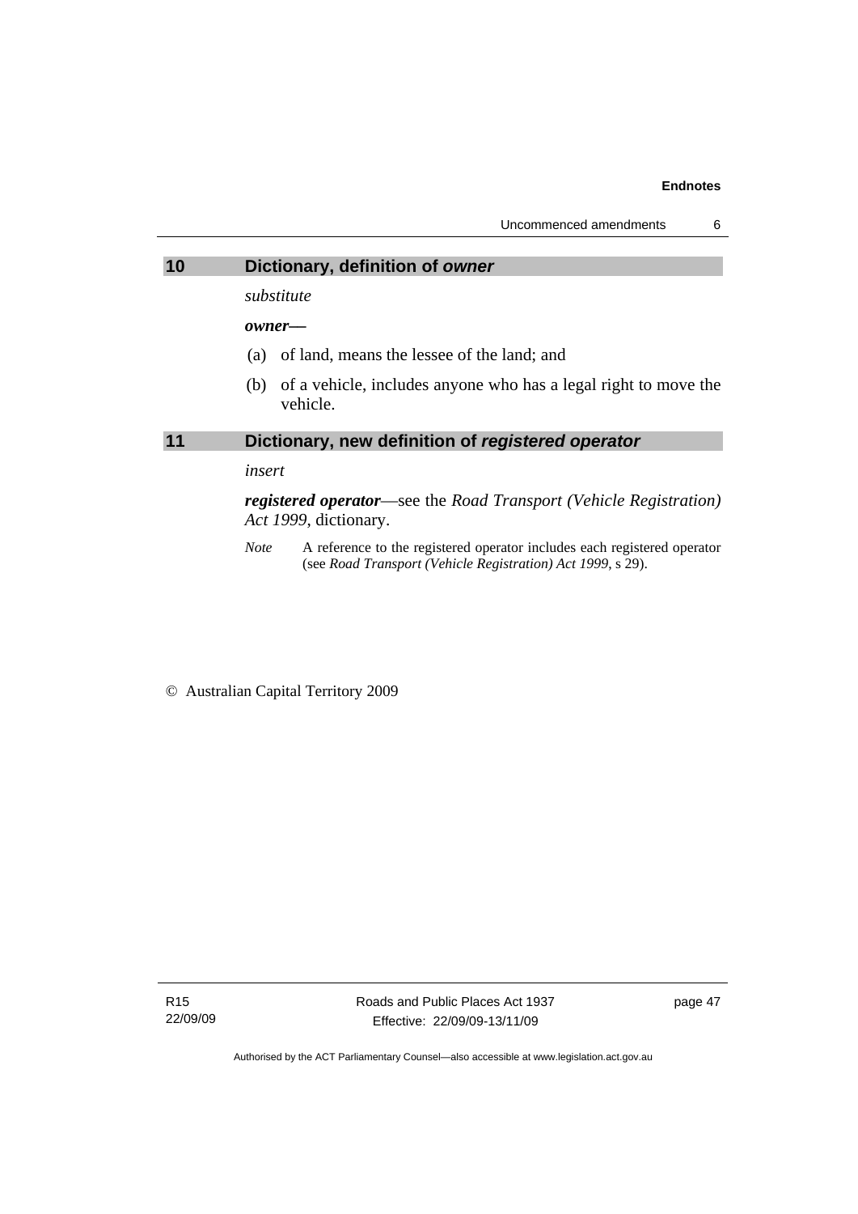## 10 Dictionary, definition of *owner*

*substitute*

***owner*—**

(a) of land, means the lessee of the land; and

(b) of a vehicle, includes anyone who has a legal right to move the vehicle.

## 11 Dictionary, new definition of *registered operator*

*insert*

***registered operator***—see the *Road Transport (Vehicle Registration) Act 1999*, dictionary.

*Note* A reference to the registered operator includes each registered operator (see *Road Transport (Vehicle Registration) Act 1999*, s 29).

© Australian Capital Territory 2009